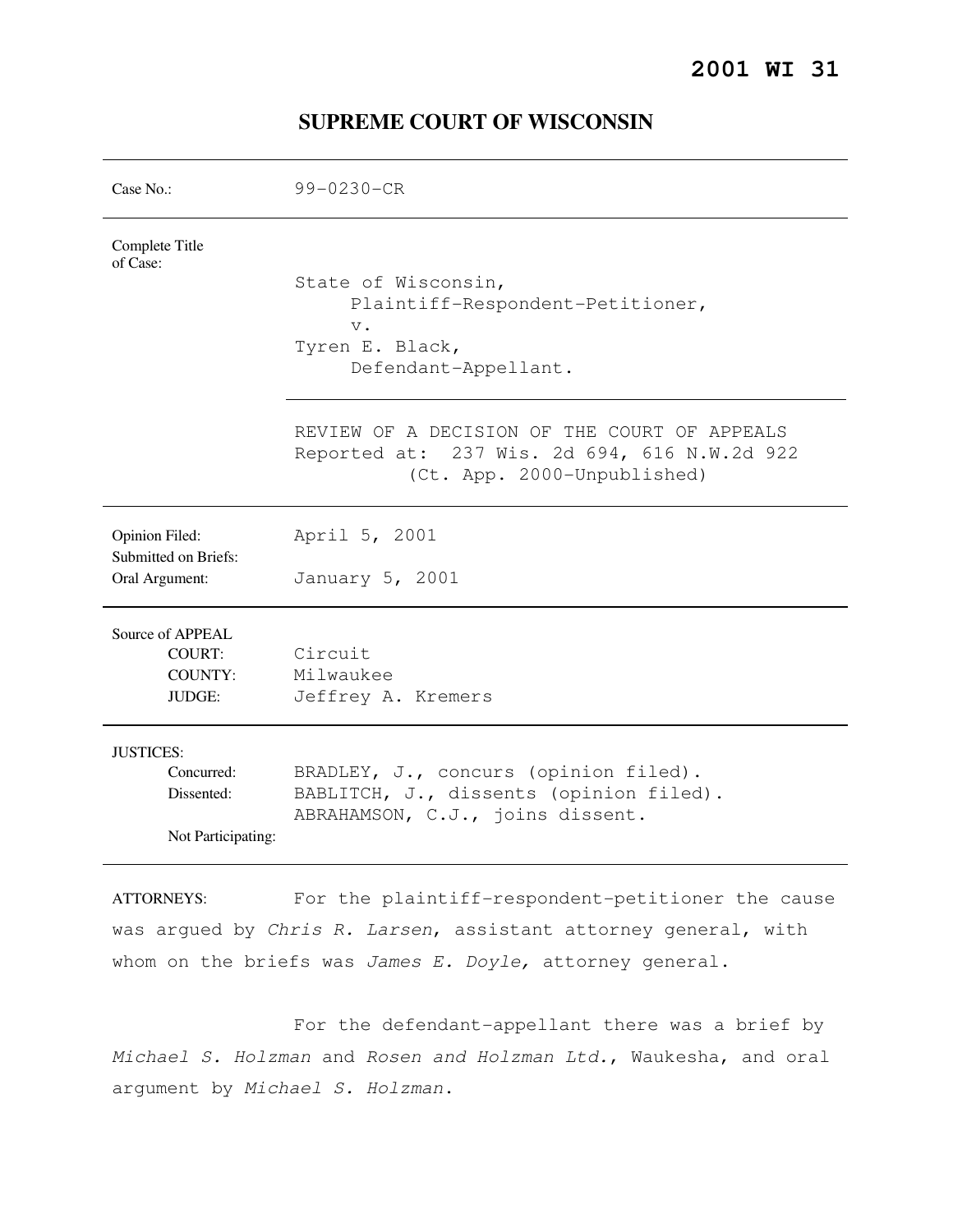**2001 WI 31**

# SUPREME COURT OF WISCONSIN

| | |
|---|---|
| Case No.: | 99-0230-CR |
| Complete Title of Case: | State of Wisconsin,<br>Plaintiff-Respondent-Petitioner,<br>v.<br>Tyren E. Black,<br>Defendant-Appellant. |
| | REVIEW OF A DECISION OF THE COURT OF APPEALS<br>Reported at: 237 Wis. 2d 694, 616 N.W.2d 922<br>(Ct. App. 2000-Unpublished) |
| Opinion Filed: | April 5, 2001 |
| Submitted on Briefs: | |
| Oral Argument: | January 5, 2001 |
| Source of APPEAL | |
| COURT: | Circuit |
| COUNTY: | Milwaukee |
| JUDGE: | Jeffrey A. Kremers |
| JUSTICES: | |
| Concurred: | BRADLEY, J., concurs (opinion filed). |
| Dissented: | BABLITCH, J., dissents (opinion filed).<br>ABRAHAMSON, C.J., joins dissent. |
| Not Participating: | |

ATTORNEYS: For the plaintiff-respondent-petitioner the cause was argued by *Chris R. Larsen*, assistant attorney general, with whom on the briefs was *James E. Doyle,* attorney general.

For the defendant-appellant there was a brief by *Michael S. Holzman* and *Rosen and Holzman Ltd.*, Waukesha, and oral argument by *Michael S. Holzman*.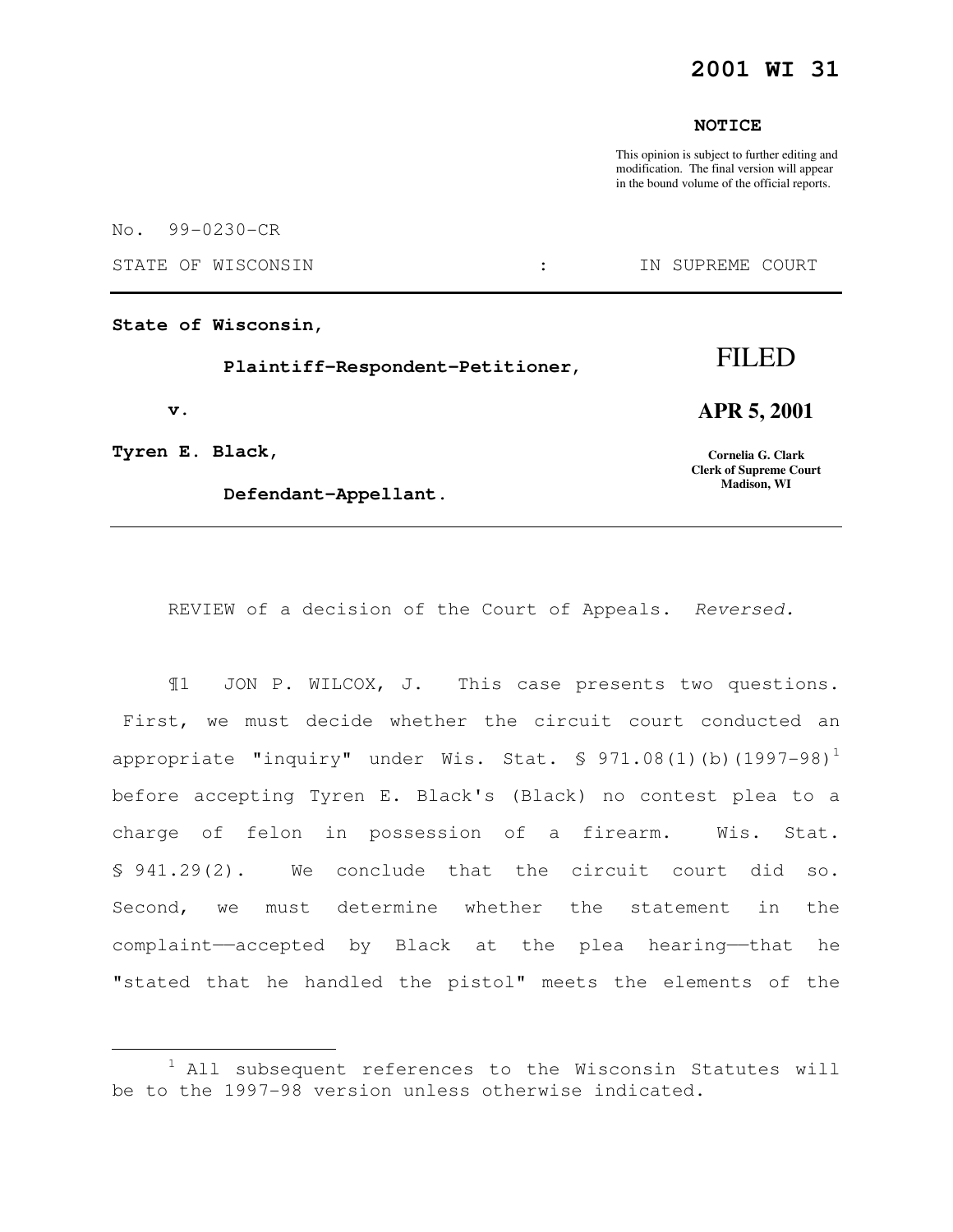# 2001 WI 31

**NOTICE**

This opinion is subject to further editing and modification. The final version will appear in the bound volume of the official reports.

No. 99-0230-CR

STATE OF WISCONSIN : IN SUPREME COURT

---

**State of Wisconsin,**

**Plaintiff-Respondent-Petitioner,**

**v.**

**Tyren E. Black,**

**Defendant-Appellant.**

FILED

**APR 5, 2001**

**Cornelia G. Clark**
**Clerk of Supreme Court**
**Madison, WI**

---

REVIEW of a decision of the Court of Appeals. *Reversed.*

¶1 JON P. WILCOX, J. This case presents two questions. First, we must decide whether the circuit court conducted an appropriate "inquiry" under Wis. Stat. § 971.08(1)(b)(1997-98)[1] before accepting Tyren E. Black's (Black) no contest plea to a charge of felon in possession of a firearm. Wis. Stat. § 941.29(2). We conclude that the circuit court did so. Second, we must determine whether the statement in the complaint——accepted by Black at the plea hearing——that he "stated that he handled the pistol" meets the elements of the

---

[1] All subsequent references to the Wisconsin Statutes will be to the 1997-98 version unless otherwise indicated.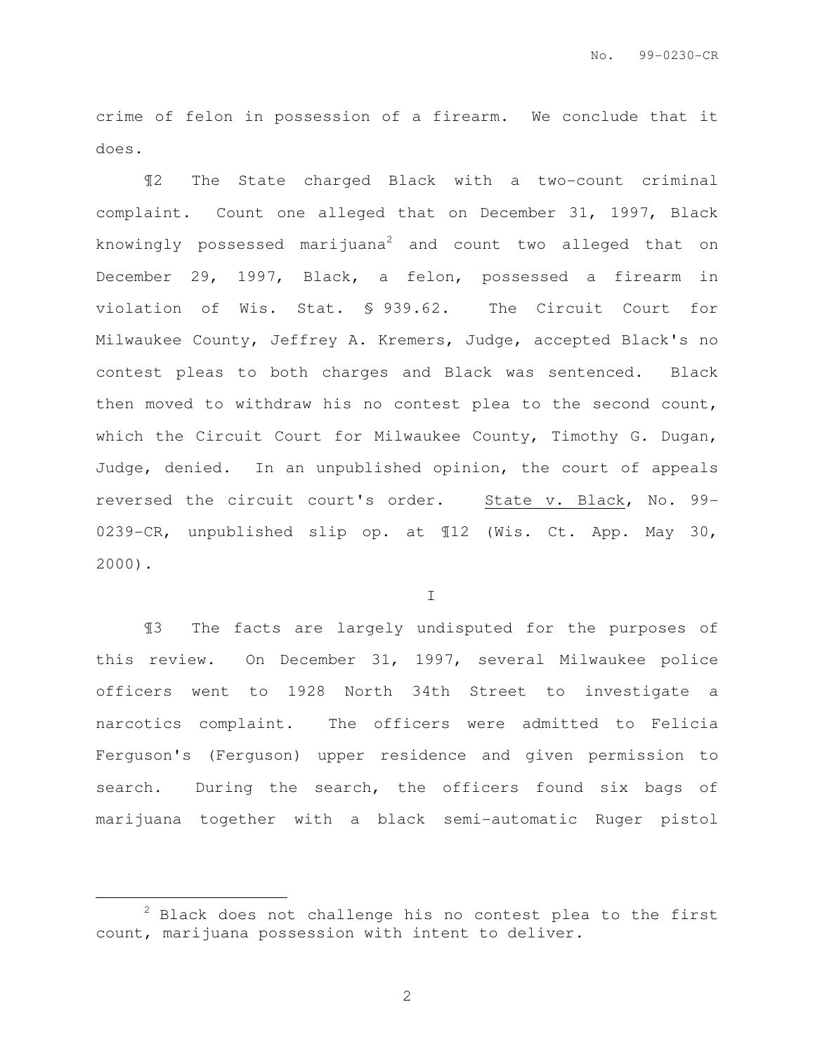crime of felon in possession of a firearm. We conclude that it does.

¶2 The State charged Black with a two-count criminal complaint. Count one alleged that on December 31, 1997, Black knowingly possessed marijuana[2] and count two alleged that on December 29, 1997, Black, a felon, possessed a firearm in violation of Wis. Stat. § 939.62. The Circuit Court for Milwaukee County, Jeffrey A. Kremers, Judge, accepted Black's no contest pleas to both charges and Black was sentenced. Black then moved to withdraw his no contest plea to the second count, which the Circuit Court for Milwaukee County, Timothy G. Dugan, Judge, denied. In an unpublished opinion, the court of appeals reversed the circuit court's order. State v. Black, No. 99-0239-CR, unpublished slip op. at ¶12 (Wis. Ct. App. May 30, 2000).

I

¶3 The facts are largely undisputed for the purposes of this review. On December 31, 1997, several Milwaukee police officers went to 1928 North 34th Street to investigate a narcotics complaint. The officers were admitted to Felicia Ferguson's (Ferguson) upper residence and given permission to search. During the search, the officers found six bags of marijuana together with a black semi-automatic Ruger pistol

---

[2] Black does not challenge his no contest plea to the first count, marijuana possession with intent to deliver.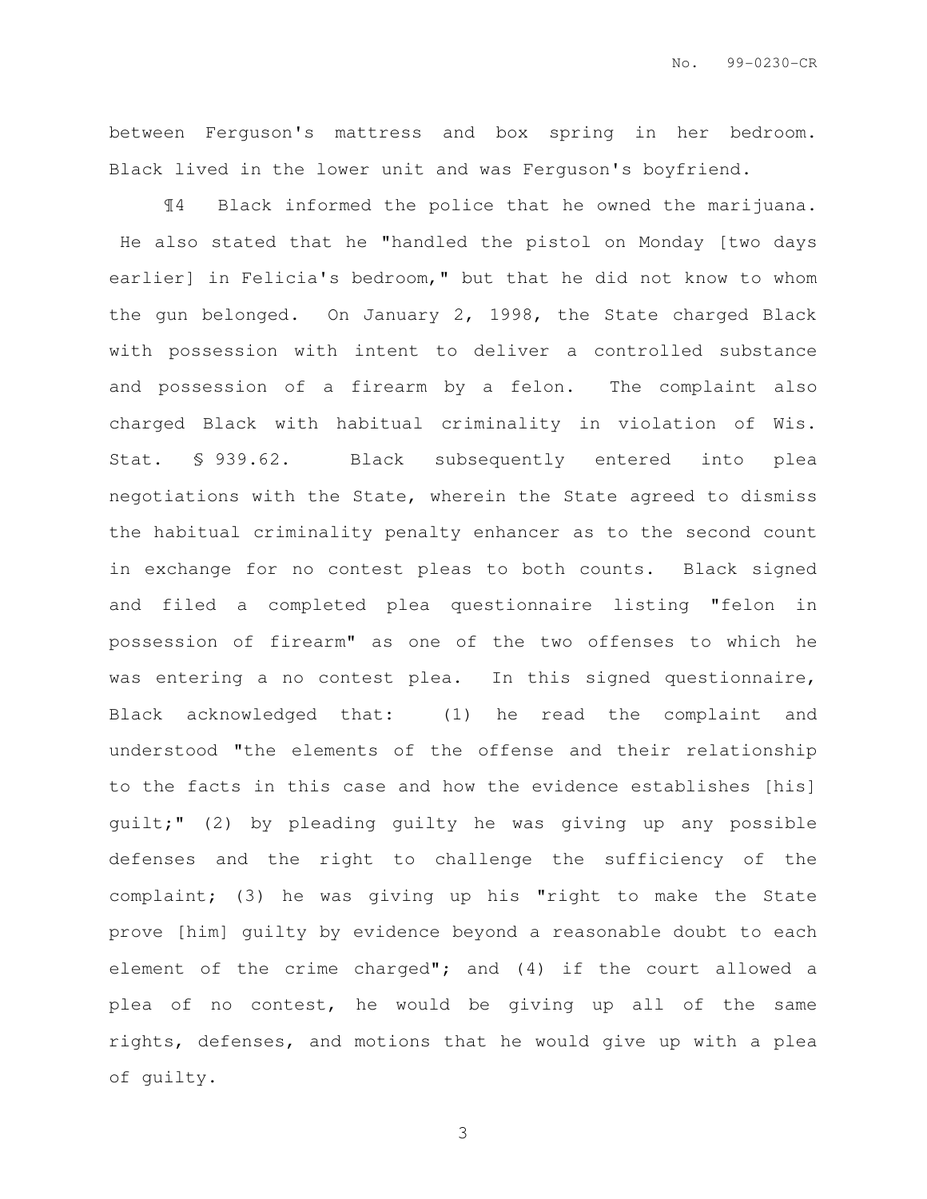between Ferguson's mattress and box spring in her bedroom. Black lived in the lower unit and was Ferguson's boyfriend.

¶4 Black informed the police that he owned the marijuana. He also stated that he "handled the pistol on Monday [two days earlier] in Felicia's bedroom," but that he did not know to whom the gun belonged. On January 2, 1998, the State charged Black with possession with intent to deliver a controlled substance and possession of a firearm by a felon. The complaint also charged Black with habitual criminality in violation of Wis. Stat. § 939.62. Black subsequently entered into plea negotiations with the State, wherein the State agreed to dismiss the habitual criminality penalty enhancer as to the second count in exchange for no contest pleas to both counts. Black signed and filed a completed plea questionnaire listing "felon in possession of firearm" as one of the two offenses to which he was entering a no contest plea. In this signed questionnaire, Black acknowledged that: (1) he read the complaint and understood "the elements of the offense and their relationship to the facts in this case and how the evidence establishes [his] guilt;" (2) by pleading guilty he was giving up any possible defenses and the right to challenge the sufficiency of the complaint; (3) he was giving up his "right to make the State prove [him] guilty by evidence beyond a reasonable doubt to each element of the crime charged"; and (4) if the court allowed a plea of no contest, he would be giving up all of the same rights, defenses, and motions that he would give up with a plea of guilty.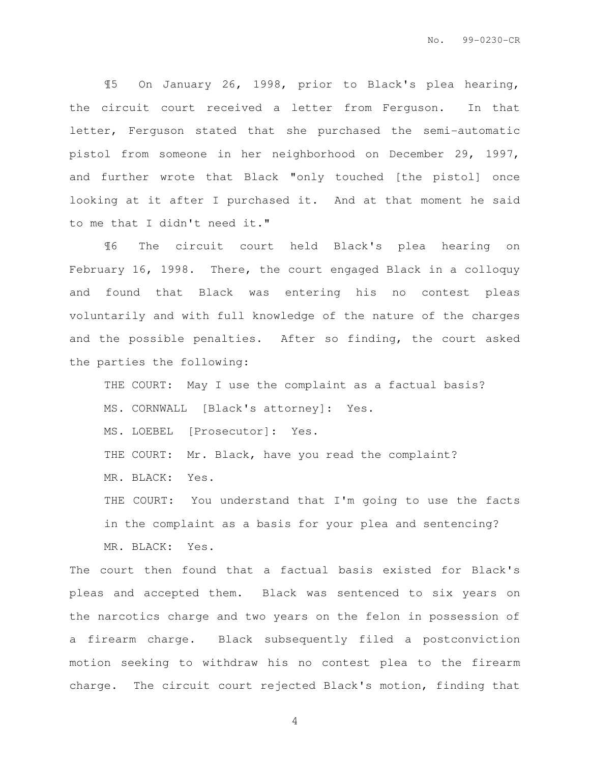¶5 On January 26, 1998, prior to Black's plea hearing, the circuit court received a letter from Ferguson. In that letter, Ferguson stated that she purchased the semi-automatic pistol from someone in her neighborhood on December 29, 1997, and further wrote that Black "only touched [the pistol] once looking at it after I purchased it. And at that moment he said to me that I didn't need it."

¶6 The circuit court held Black's plea hearing on February 16, 1998. There, the court engaged Black in a colloquy and found that Black was entering his no contest pleas voluntarily and with full knowledge of the nature of the charges and the possible penalties. After so finding, the court asked the parties the following:

> THE COURT: May I use the complaint as a factual basis?
>
> MS. CORNWALL [Black's attorney]: Yes.
>
> MS. LOEBEL [Prosecutor]: Yes.
>
> THE COURT: Mr. Black, have you read the complaint?
>
> MR. BLACK: Yes.
>
> THE COURT: You understand that I'm going to use the facts in the complaint as a basis for your plea and sentencing?
>
> MR. BLACK: Yes.

The court then found that a factual basis existed for Black's pleas and accepted them. Black was sentenced to six years on the narcotics charge and two years on the felon in possession of a firearm charge. Black subsequently filed a postconviction motion seeking to withdraw his no contest plea to the firearm charge. The circuit court rejected Black's motion, finding that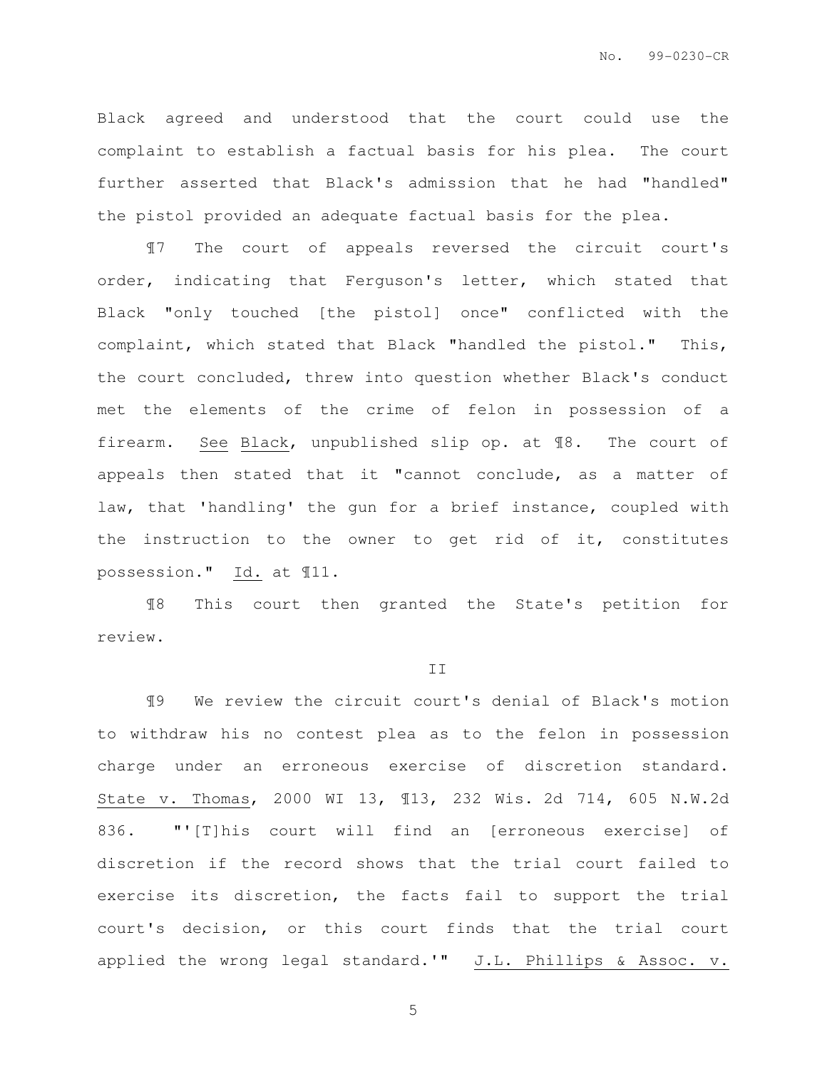Black agreed and understood that the court could use the complaint to establish a factual basis for his plea. The court further asserted that Black's admission that he had "handled" the pistol provided an adequate factual basis for the plea.

¶7 The court of appeals reversed the circuit court's order, indicating that Ferguson's letter, which stated that Black "only touched [the pistol] once" conflicted with the complaint, which stated that Black "handled the pistol." This, the court concluded, threw into question whether Black's conduct met the elements of the crime of felon in possession of a firearm. See Black, unpublished slip op. at ¶8. The court of appeals then stated that it "cannot conclude, as a matter of law, that 'handling' the gun for a brief instance, coupled with the instruction to the owner to get rid of it, constitutes possession." Id. at ¶11.

¶8 This court then granted the State's petition for review.

## II

¶9 We review the circuit court's denial of Black's motion to withdraw his no contest plea as to the felon in possession charge under an erroneous exercise of discretion standard. State v. Thomas, 2000 WI 13, ¶13, 232 Wis. 2d 714, 605 N.W.2d 836. "'[T]his court will find an [erroneous exercise] of discretion if the record shows that the trial court failed to exercise its discretion, the facts fail to support the trial court's decision, or this court finds that the trial court applied the wrong legal standard.'" J.L. Phillips & Assoc. v.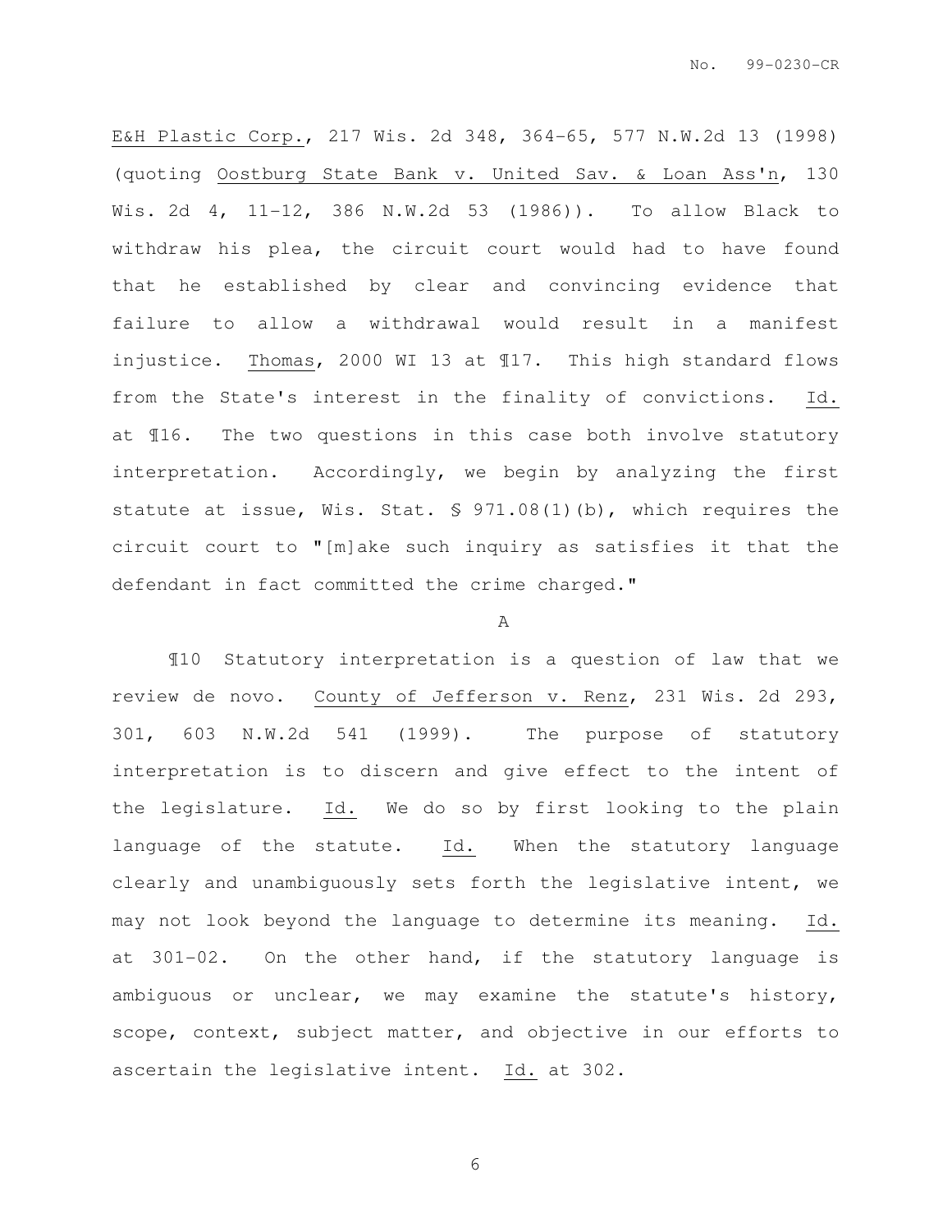E&H Plastic Corp., 217 Wis. 2d 348, 364-65, 577 N.W.2d 13 (1998) (quoting Oostburg State Bank v. United Sav. & Loan Ass'n, 130 Wis. 2d 4, 11-12, 386 N.W.2d 53 (1986)). To allow Black to withdraw his plea, the circuit court would had to have found that he established by clear and convincing evidence that failure to allow a withdrawal would result in a manifest injustice. Thomas, 2000 WI 13 at ¶17. This high standard flows from the State's interest in the finality of convictions. Id. at ¶16. The two questions in this case both involve statutory interpretation. Accordingly, we begin by analyzing the first statute at issue, Wis. Stat. § 971.08(1)(b), which requires the circuit court to "[m]ake such inquiry as satisfies it that the defendant in fact committed the crime charged."

A

¶10 Statutory interpretation is a question of law that we review de novo. County of Jefferson v. Renz, 231 Wis. 2d 293, 301, 603 N.W.2d 541 (1999). The purpose of statutory interpretation is to discern and give effect to the intent of the legislature. Id. We do so by first looking to the plain language of the statute. Id. When the statutory language clearly and unambiguously sets forth the legislative intent, we may not look beyond the language to determine its meaning. Id. at 301-02. On the other hand, if the statutory language is ambiguous or unclear, we may examine the statute's history, scope, context, subject matter, and objective in our efforts to ascertain the legislative intent. Id. at 302.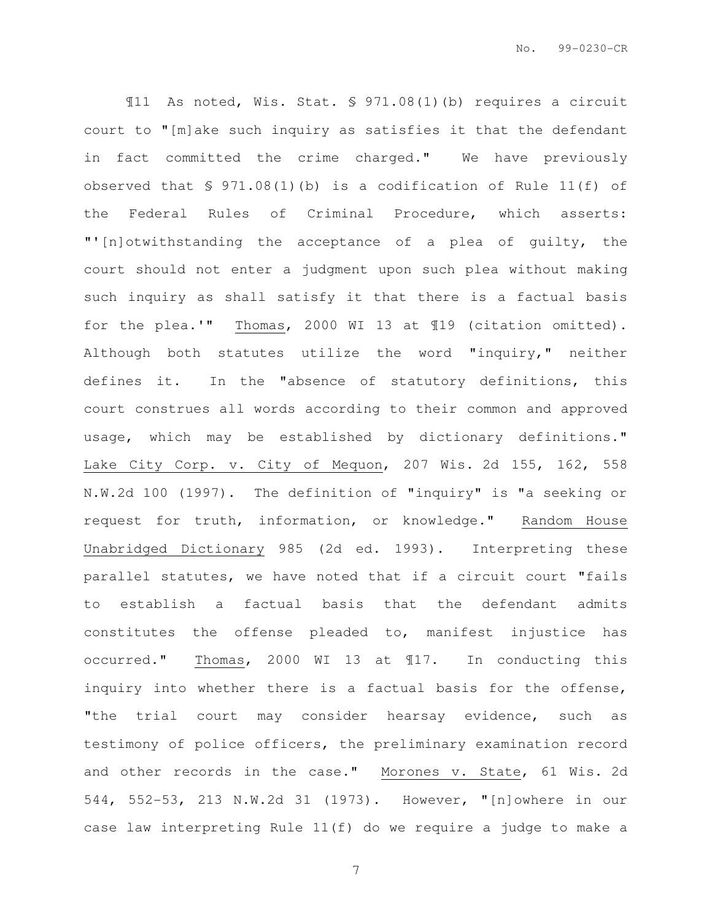¶11 As noted, Wis. Stat. § 971.08(1)(b) requires a circuit court to "[m]ake such inquiry as satisfies it that the defendant in fact committed the crime charged." We have previously observed that § 971.08(1)(b) is a codification of Rule 11(f) of the Federal Rules of Criminal Procedure, which asserts: "'[n]otwithstanding the acceptance of a plea of guilty, the court should not enter a judgment upon such plea without making such inquiry as shall satisfy it that there is a factual basis for the plea.'" Thomas, 2000 WI 13 at ¶19 (citation omitted). Although both statutes utilize the word "inquiry," neither defines it. In the "absence of statutory definitions, this court construes all words according to their common and approved usage, which may be established by dictionary definitions." Lake City Corp. v. City of Mequon, 207 Wis. 2d 155, 162, 558 N.W.2d 100 (1997). The definition of "inquiry" is "a seeking or request for truth, information, or knowledge." Random House Unabridged Dictionary 985 (2d ed. 1993). Interpreting these parallel statutes, we have noted that if a circuit court "fails to establish a factual basis that the defendant admits constitutes the offense pleaded to, manifest injustice has occurred." Thomas, 2000 WI 13 at ¶17. In conducting this inquiry into whether there is a factual basis for the offense, "the trial court may consider hearsay evidence, such as testimony of police officers, the preliminary examination record and other records in the case." Morones v. State, 61 Wis. 2d 544, 552-53, 213 N.W.2d 31 (1973). However, "[n]owhere in our case law interpreting Rule 11(f) do we require a judge to make a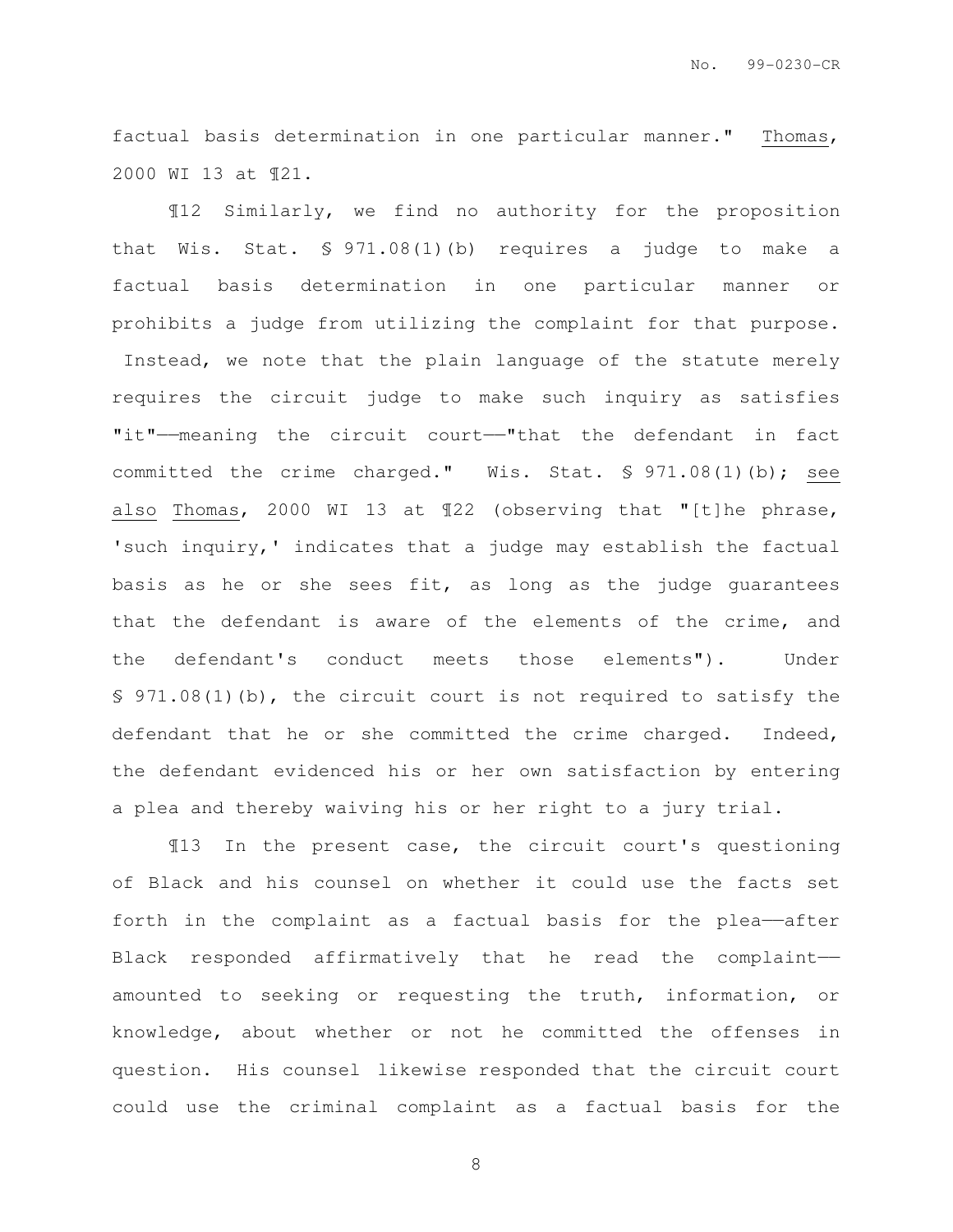factual basis determination in one particular manner." Thomas, 2000 WI 13 at ¶21.

¶12 Similarly, we find no authority for the proposition that Wis. Stat. § 971.08(1)(b) requires a judge to make a factual basis determination in one particular manner or prohibits a judge from utilizing the complaint for that purpose. Instead, we note that the plain language of the statute merely requires the circuit judge to make such inquiry as satisfies "it"——meaning the circuit court——"that the defendant in fact committed the crime charged." Wis. Stat. § 971.08(1)(b); see also Thomas, 2000 WI 13 at ¶22 (observing that "[t]he phrase, 'such inquiry,' indicates that a judge may establish the factual basis as he or she sees fit, as long as the judge guarantees that the defendant is aware of the elements of the crime, and the defendant's conduct meets those elements"). Under § 971.08(1)(b), the circuit court is not required to satisfy the defendant that he or she committed the crime charged. Indeed, the defendant evidenced his or her own satisfaction by entering a plea and thereby waiving his or her right to a jury trial.

¶13 In the present case, the circuit court's questioning of Black and his counsel on whether it could use the facts set forth in the complaint as a factual basis for the plea——after Black responded affirmatively that he read the complaint——amounted to seeking or requesting the truth, information, or knowledge, about whether or not he committed the offenses in question. His counsel likewise responded that the circuit court could use the criminal complaint as a factual basis for the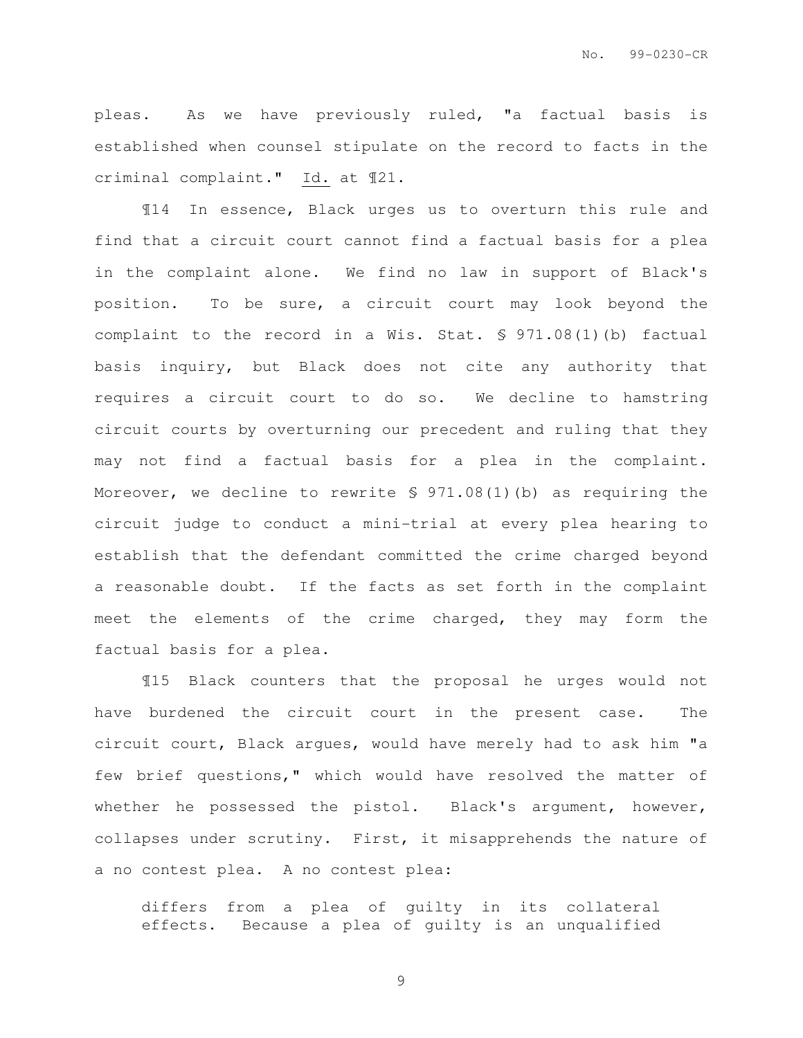pleas. As we have previously ruled, "a factual basis is established when counsel stipulate on the record to facts in the criminal complaint." Id. at ¶21.

¶14 In essence, Black urges us to overturn this rule and find that a circuit court cannot find a factual basis for a plea in the complaint alone. We find no law in support of Black's position. To be sure, a circuit court may look beyond the complaint to the record in a Wis. Stat. § 971.08(1)(b) factual basis inquiry, but Black does not cite any authority that requires a circuit court to do so. We decline to hamstring circuit courts by overturning our precedent and ruling that they may not find a factual basis for a plea in the complaint. Moreover, we decline to rewrite § 971.08(1)(b) as requiring the circuit judge to conduct a mini-trial at every plea hearing to establish that the defendant committed the crime charged beyond a reasonable doubt. If the facts as set forth in the complaint meet the elements of the crime charged, they may form the factual basis for a plea.

¶15 Black counters that the proposal he urges would not have burdened the circuit court in the present case. The circuit court, Black argues, would have merely had to ask him "a few brief questions," which would have resolved the matter of whether he possessed the pistol. Black's argument, however, collapses under scrutiny. First, it misapprehends the nature of a no contest plea. A no contest plea:

> differs from a plea of guilty in its collateral effects. Because a plea of guilty is an unqualified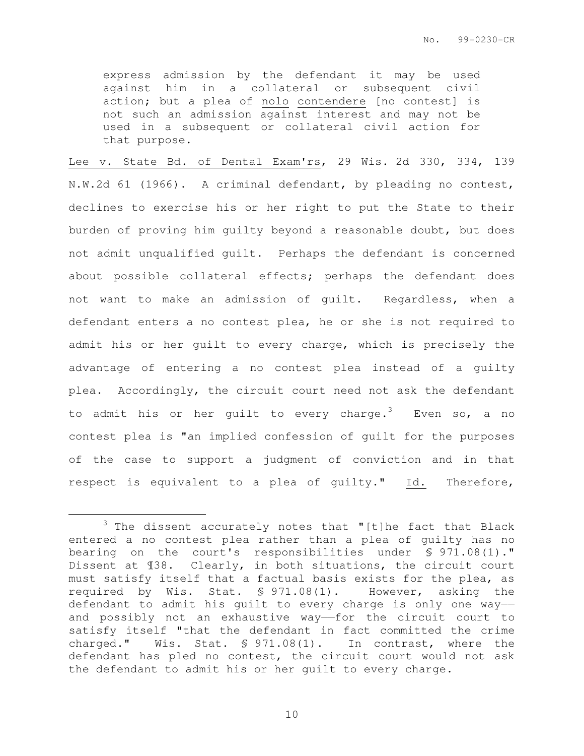express admission by the defendant it may be used against him in a collateral or subsequent civil action; but a plea of nolo contendere [no contest] is not such an admission against interest and may not be used in a subsequent or collateral civil action for that purpose.

Lee v. State Bd. of Dental Exam'rs, 29 Wis. 2d 330, 334, 139 N.W.2d 61 (1966). A criminal defendant, by pleading no contest, declines to exercise his or her right to put the State to their burden of proving him guilty beyond a reasonable doubt, but does not admit unqualified guilt. Perhaps the defendant is concerned about possible collateral effects; perhaps the defendant does not want to make an admission of guilt. Regardless, when a defendant enters a no contest plea, he or she is not required to admit his or her guilt to every charge, which is precisely the advantage of entering a no contest plea instead of a guilty plea. Accordingly, the circuit court need not ask the defendant to admit his or her guilt to every charge.[3] Even so, a no contest plea is "an implied confession of guilt for the purposes of the case to support a judgment of conviction and in that respect is equivalent to a plea of guilty." Id. Therefore,

[3] The dissent accurately notes that "[t]he fact that Black entered a no contest plea rather than a plea of guilty has no bearing on the court's responsibilities under § 971.08(1)." Dissent at ¶38. Clearly, in both situations, the circuit court must satisfy itself that a factual basis exists for the plea, as required by Wis. Stat. § 971.08(1). However, asking the defendant to admit his guilt to every charge is only one way—and possibly not an exhaustive way—for the circuit court to satisfy itself "that the defendant in fact committed the crime charged." Wis. Stat. § 971.08(1). In contrast, where the defendant has pled no contest, the circuit court would not ask the defendant to admit his or her guilt to every charge.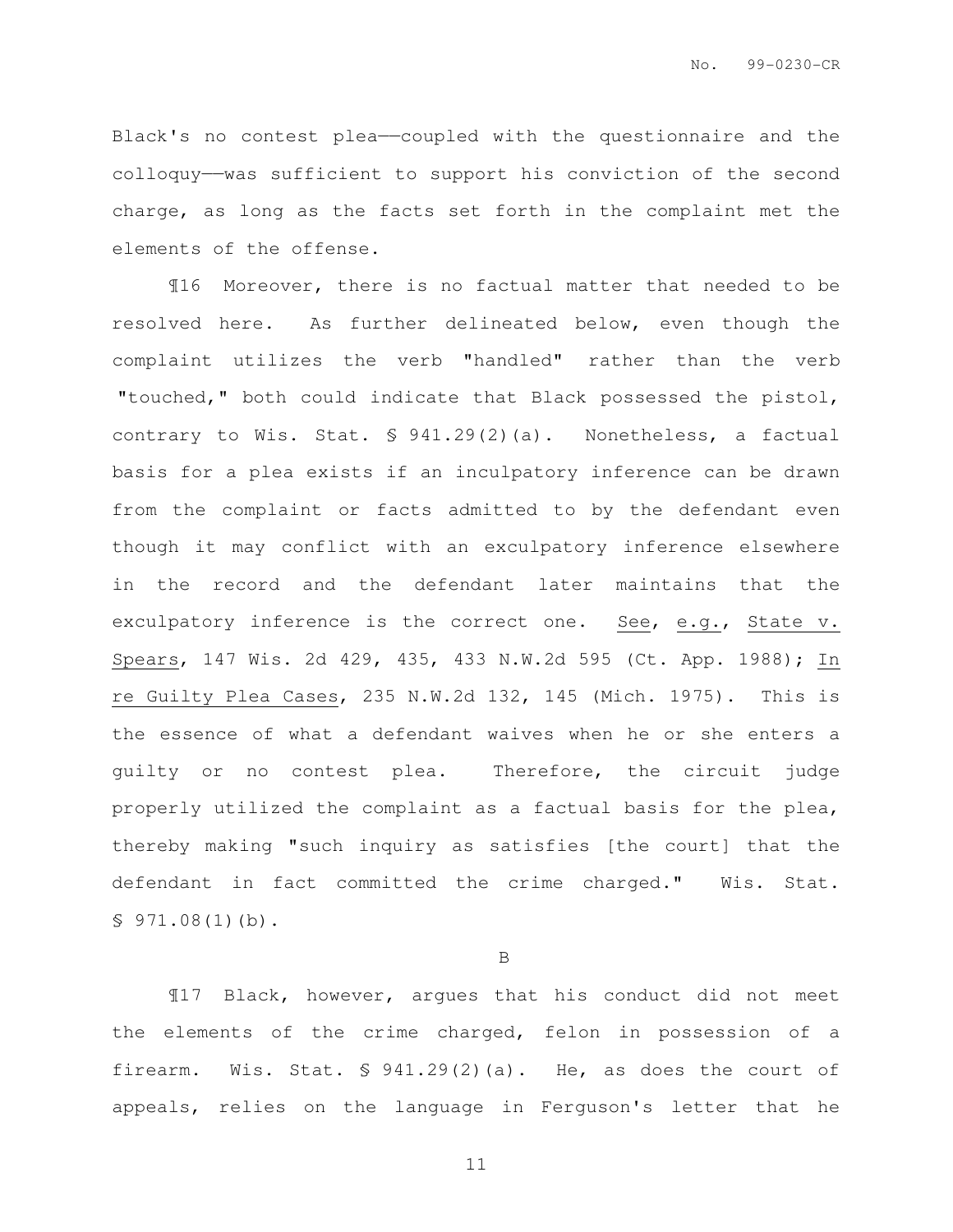Black's no contest plea——coupled with the questionnaire and the colloquy——was sufficient to support his conviction of the second charge, as long as the facts set forth in the complaint met the elements of the offense.

¶16 Moreover, there is no factual matter that needed to be resolved here. As further delineated below, even though the complaint utilizes the verb "handled" rather than the verb "touched," both could indicate that Black possessed the pistol, contrary to Wis. Stat. § 941.29(2)(a). Nonetheless, a factual basis for a plea exists if an inculpatory inference can be drawn from the complaint or facts admitted to by the defendant even though it may conflict with an exculpatory inference elsewhere in the record and the defendant later maintains that the exculpatory inference is the correct one. See, e.g., State v. Spears, 147 Wis. 2d 429, 435, 433 N.W.2d 595 (Ct. App. 1988); In re Guilty Plea Cases, 235 N.W.2d 132, 145 (Mich. 1975). This is the essence of what a defendant waives when he or she enters a guilty or no contest plea. Therefore, the circuit judge properly utilized the complaint as a factual basis for the plea, thereby making "such inquiry as satisfies [the court] that the defendant in fact committed the crime charged." Wis. Stat. § 971.08(1)(b).

B

¶17 Black, however, argues that his conduct did not meet the elements of the crime charged, felon in possession of a firearm. Wis. Stat. § 941.29(2)(a). He, as does the court of appeals, relies on the language in Ferguson's letter that he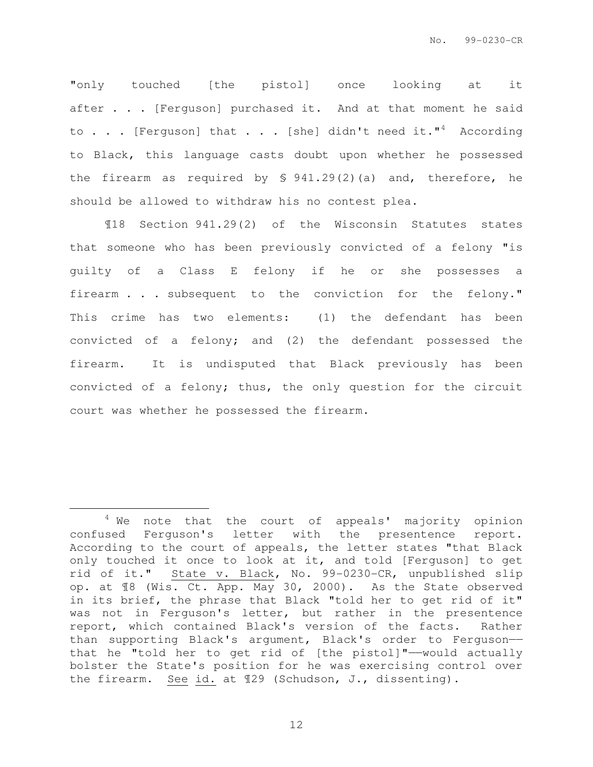"only touched [the pistol] once looking at it after . . . [Ferguson] purchased it. And at that moment he said to . . . [Ferguson] that . . . [she] didn't need it."[4] According to Black, this language casts doubt upon whether he possessed the firearm as required by § 941.29(2)(a) and, therefore, he should be allowed to withdraw his no contest plea.

¶18 Section 941.29(2) of the Wisconsin Statutes states that someone who has been previously convicted of a felony "is guilty of a Class E felony if he or she possesses a firearm . . . subsequent to the conviction for the felony." This crime has two elements: (1) the defendant has been convicted of a felony; and (2) the defendant possessed the firearm. It is undisputed that Black previously has been convicted of a felony; thus, the only question for the circuit court was whether he possessed the firearm.

---

[4] We note that the court of appeals' majority opinion confused Ferguson's letter with the presentence report. According to the court of appeals, the letter states "that Black only touched it once to look at it, and told [Ferguson] to get rid of it." State v. Black, No. 99-0230-CR, unpublished slip op. at ¶8 (Wis. Ct. App. May 30, 2000). As the State observed in its brief, the phrase that Black "told her to get rid of it" was not in Ferguson's letter, but rather in the presentence report, which contained Black's version of the facts. Rather than supporting Black's argument, Black's order to Ferguson—that he "told her to get rid of [the pistol]"—would actually bolster the State's position for he was exercising control over the firearm. See id. at ¶29 (Schudson, J., dissenting).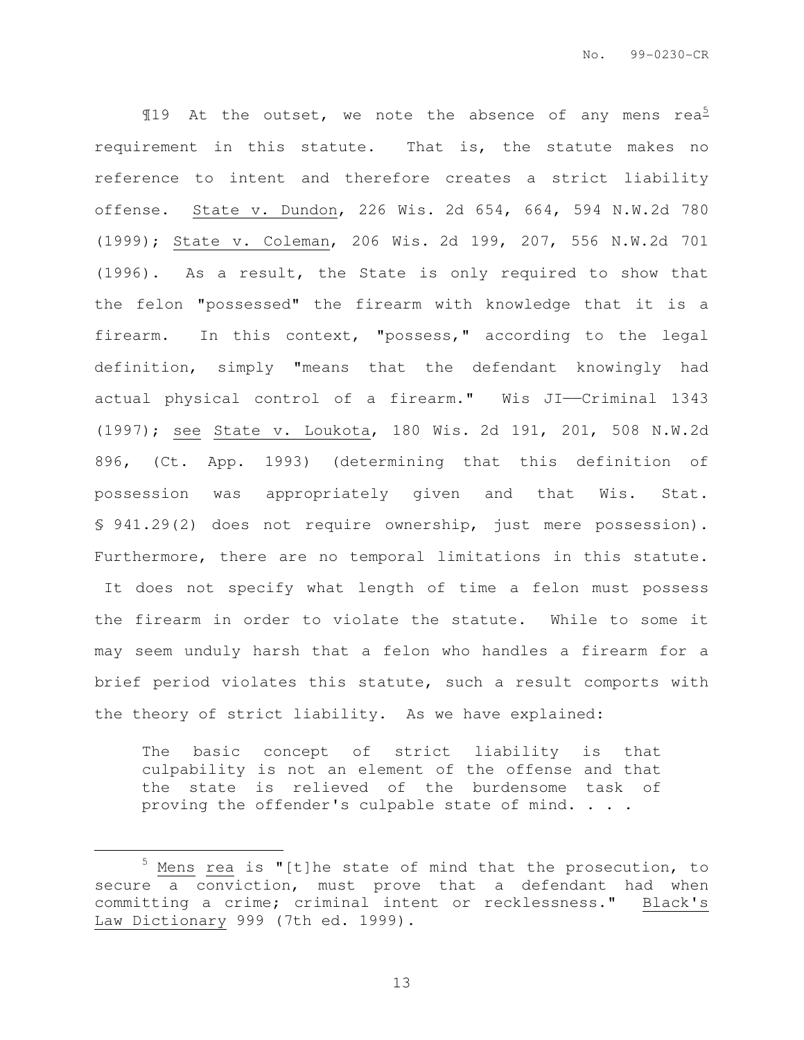¶19 At the outset, we note the absence of any mens rea[5] requirement in this statute. That is, the statute makes no reference to intent and therefore creates a strict liability offense. State v. Dundon, 226 Wis. 2d 654, 664, 594 N.W.2d 780 (1999); State v. Coleman, 206 Wis. 2d 199, 207, 556 N.W.2d 701 (1996). As a result, the State is only required to show that the felon "possessed" the firearm with knowledge that it is a firearm. In this context, "possess," according to the legal definition, simply "means that the defendant knowingly had actual physical control of a firearm." Wis JI——Criminal 1343 (1997); *see* State v. Loukota, 180 Wis. 2d 191, 201, 508 N.W.2d 896, (Ct. App. 1993) (determining that this definition of possession was appropriately given and that Wis. Stat. § 941.29(2) does not require ownership, just mere possession). Furthermore, there are no temporal limitations in this statute. It does not specify what length of time a felon must possess the firearm in order to violate the statute. While to some it may seem unduly harsh that a felon who handles a firearm for a brief period violates this statute, such a result comports with the theory of strict liability. As we have explained:

> The basic concept of strict liability is that culpability is not an element of the offense and that the state is relieved of the burdensome task of proving the offender's culpable state of mind. . . .

---

[5] Mens rea is "[t]he state of mind that the prosecution, to secure a conviction, must prove that a defendant had when committing a crime; criminal intent or recklessness." Black's Law Dictionary 999 (7th ed. 1999).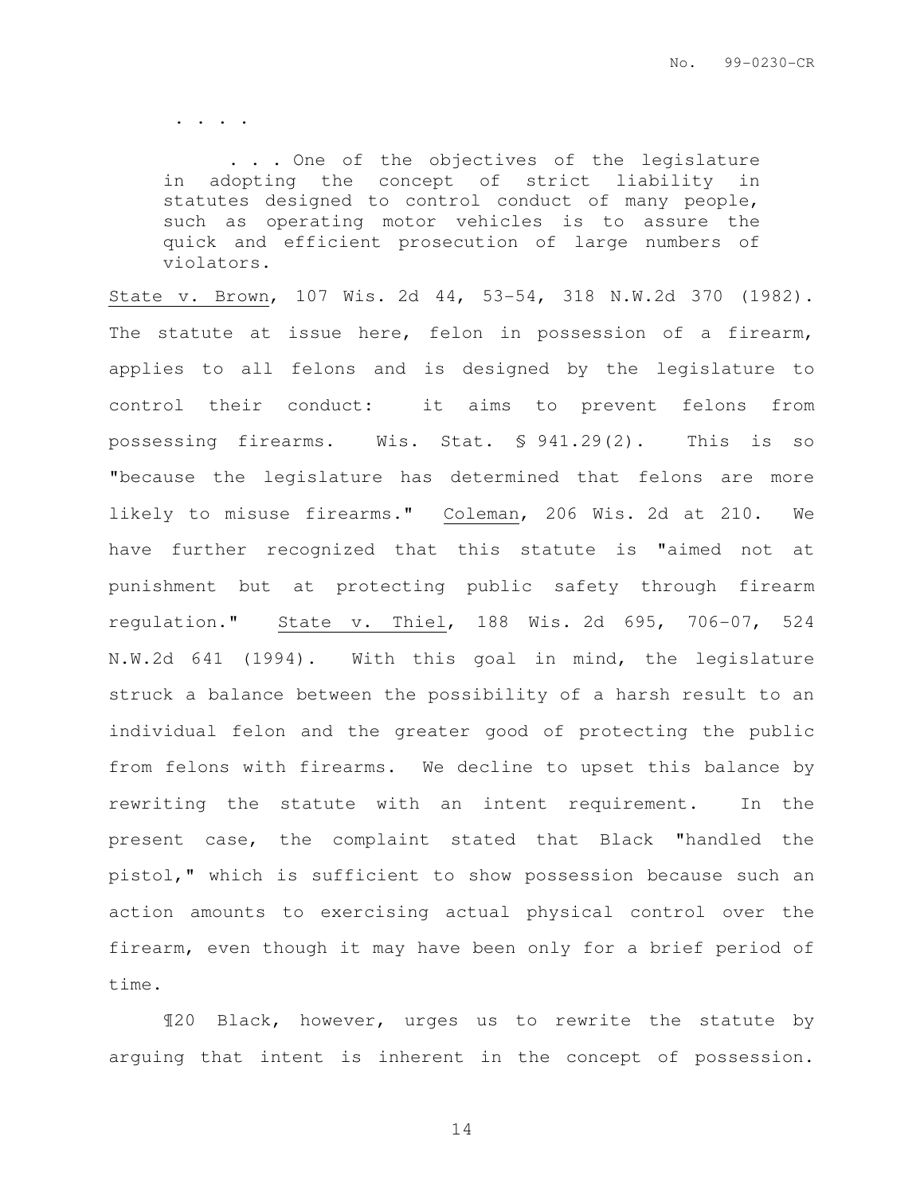. . . .

> . . . One of the objectives of the legislature in adopting the concept of strict liability in statutes designed to control conduct of many people, such as operating motor vehicles is to assure the quick and efficient prosecution of large numbers of violators.

State v. Brown, 107 Wis. 2d 44, 53-54, 318 N.W.2d 370 (1982). The statute at issue here, felon in possession of a firearm, applies to all felons and is designed by the legislature to control their conduct: it aims to prevent felons from possessing firearms. Wis. Stat. § 941.29(2). This is so "because the legislature has determined that felons are more likely to misuse firearms." Coleman, 206 Wis. 2d at 210. We have further recognized that this statute is "aimed not at punishment but at protecting public safety through firearm regulation." State v. Thiel, 188 Wis. 2d 695, 706-07, 524 N.W.2d 641 (1994). With this goal in mind, the legislature struck a balance between the possibility of a harsh result to an individual felon and the greater good of protecting the public from felons with firearms. We decline to upset this balance by rewriting the statute with an intent requirement. In the present case, the complaint stated that Black "handled the pistol," which is sufficient to show possession because such an action amounts to exercising actual physical control over the firearm, even though it may have been only for a brief period of time.

¶20 Black, however, urges us to rewrite the statute by arguing that intent is inherent in the concept of possession.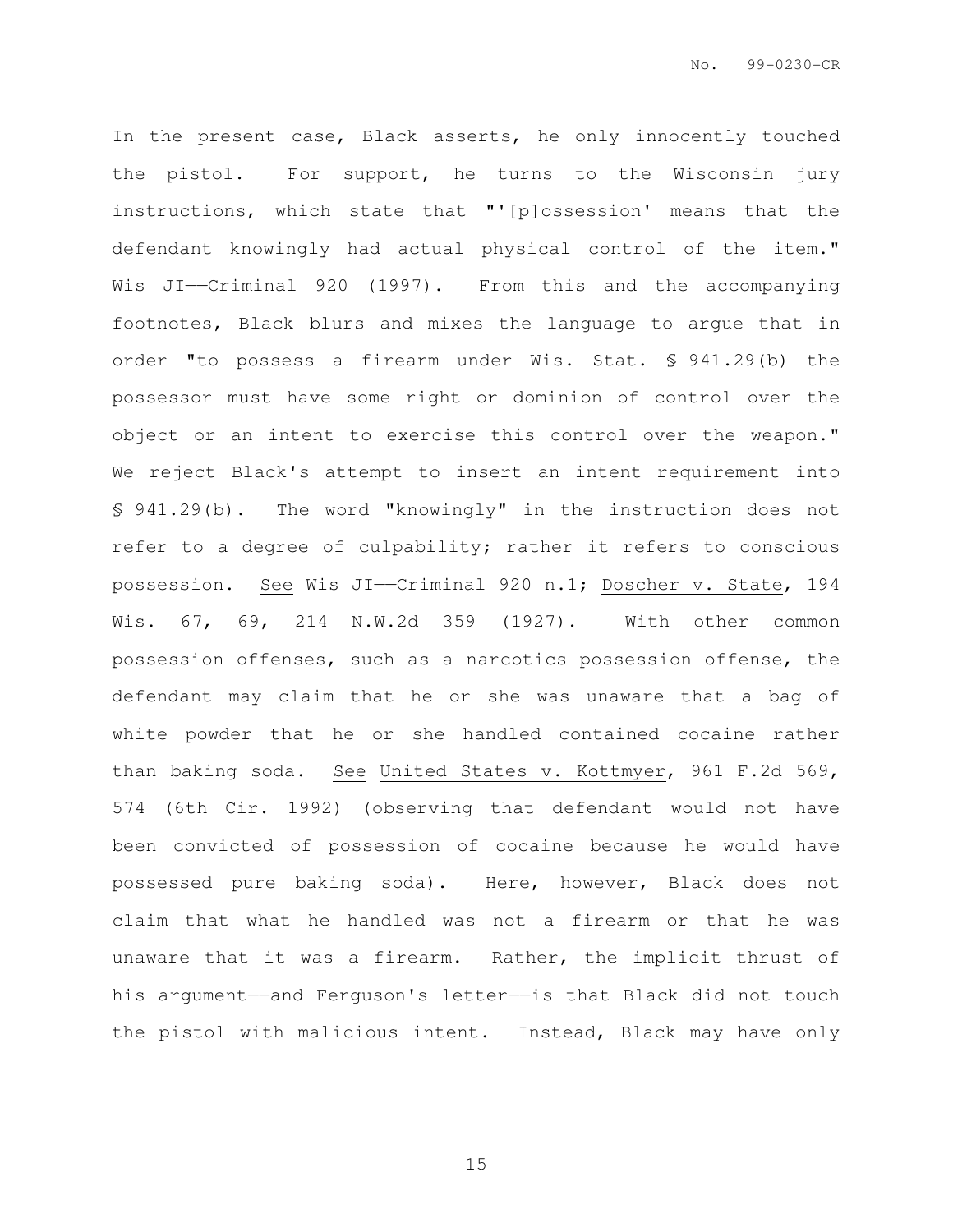In the present case, Black asserts, he only innocently touched the pistol. For support, he turns to the Wisconsin jury instructions, which state that "'[p]ossession' means that the defendant knowingly had actual physical control of the item." Wis JI——Criminal 920 (1997). From this and the accompanying footnotes, Black blurs and mixes the language to argue that in order "to possess a firearm under Wis. Stat. § 941.29(b) the possessor must have some right or dominion of control over the object or an intent to exercise this control over the weapon." We reject Black's attempt to insert an intent requirement into § 941.29(b). The word "knowingly" in the instruction does not refer to a degree of culpability; rather it refers to conscious possession. See Wis JI——Criminal 920 n.1; Doscher v. State, 194 Wis. 67, 69, 214 N.W.2d 359 (1927). With other common possession offenses, such as a narcotics possession offense, the defendant may claim that he or she was unaware that a bag of white powder that he or she handled contained cocaine rather than baking soda. See United States v. Kottmyer, 961 F.2d 569, 574 (6th Cir. 1992) (observing that defendant would not have been convicted of possession of cocaine because he would have possessed pure baking soda). Here, however, Black does not claim that what he handled was not a firearm or that he was unaware that it was a firearm. Rather, the implicit thrust of his argument——and Ferguson's letter——is that Black did not touch the pistol with malicious intent. Instead, Black may have only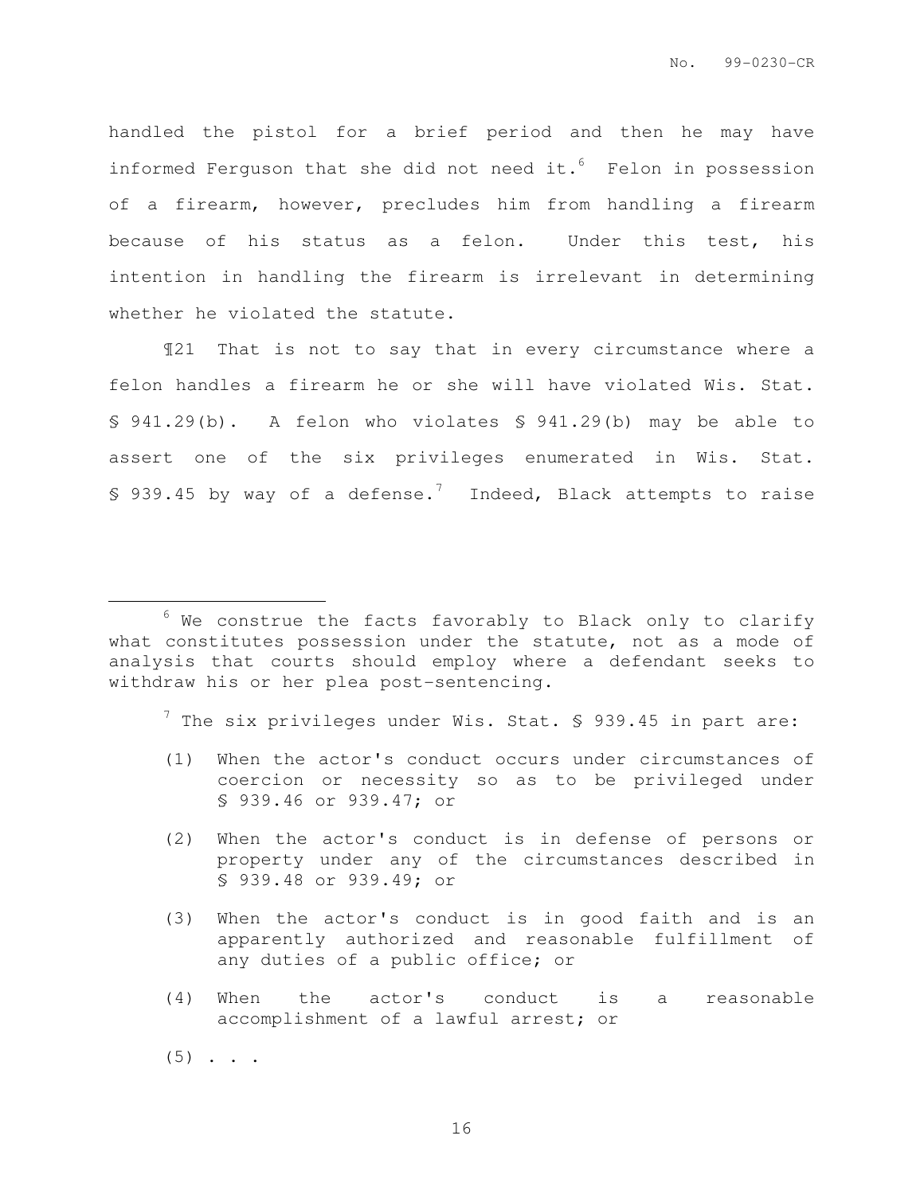handled the pistol for a brief period and then he may have informed Ferguson that she did not need it.[6] Felon in possession of a firearm, however, precludes him from handling a firearm because of his status as a felon. Under this test, his intention in handling the firearm is irrelevant in determining whether he violated the statute.

¶21 That is not to say that in every circumstance where a felon handles a firearm he or she will have violated Wis. Stat. § 941.29(b). A felon who violates § 941.29(b) may be able to assert one of the six privileges enumerated in Wis. Stat. § 939.45 by way of a defense.[7] Indeed, Black attempts to raise

---

[6] We construe the facts favorably to Black only to clarify what constitutes possession under the statute, not as a mode of analysis that courts should employ where a defendant seeks to withdraw his or her plea post-sentencing.

[7] The six privileges under Wis. Stat. § 939.45 in part are:

> (1) When the actor's conduct occurs under circumstances of coercion or necessity so as to be privileged under § 939.46 or 939.47; or
>
> (2) When the actor's conduct is in defense of persons or property under any of the circumstances described in § 939.48 or 939.49; or
>
> (3) When the actor's conduct is in good faith and is an apparently authorized and reasonable fulfillment of any duties of a public office; or
>
> (4) When the actor's conduct is a reasonable accomplishment of a lawful arrest; or
>
> (5) . . .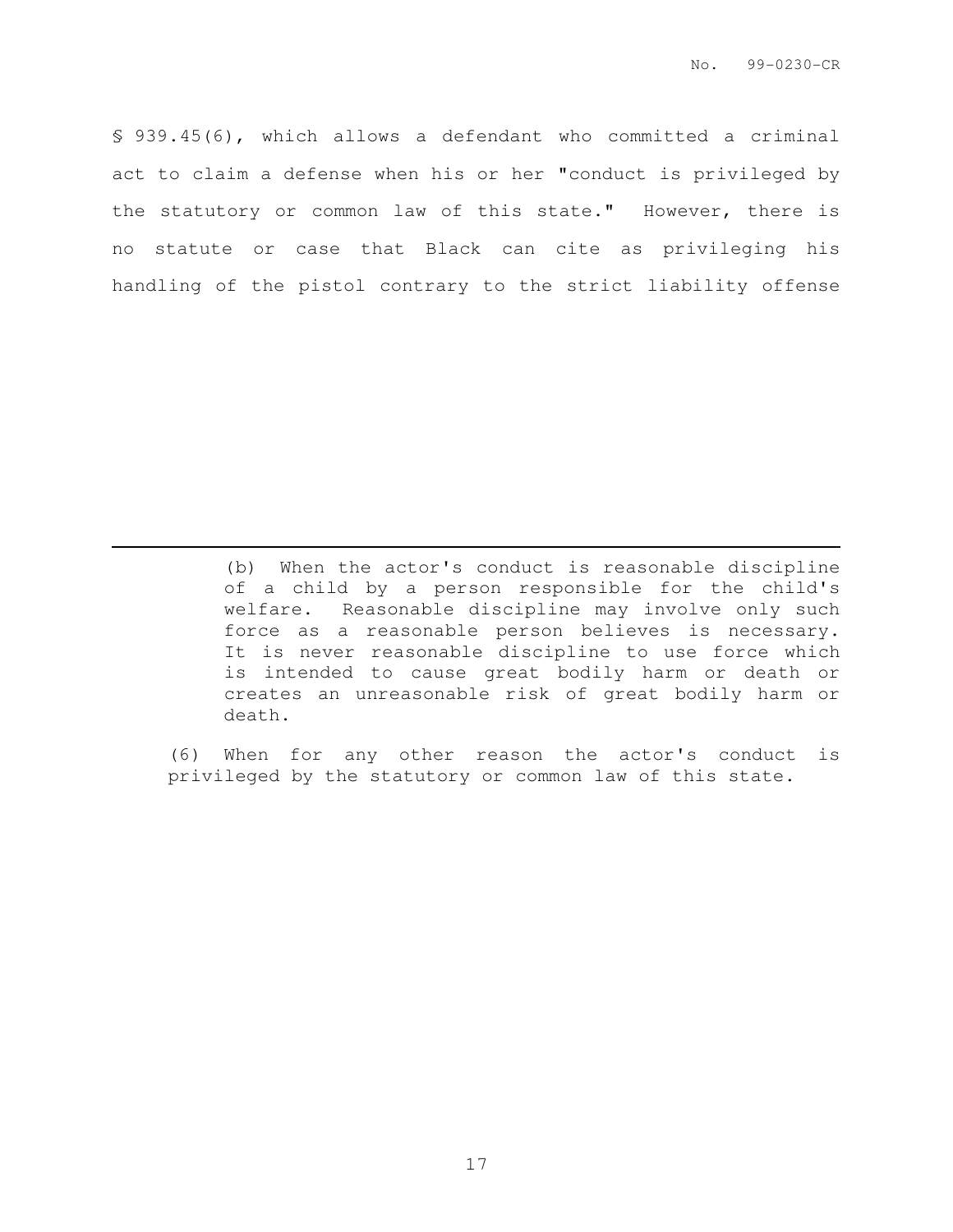§ 939.45(6), which allows a defendant who committed a criminal act to claim a defense when his or her "conduct is privileged by the statutory or common law of this state." However, there is no statute or case that Black can cite as privileging his handling of the pistol contrary to the strict liability offense

---

> (b) When the actor's conduct is reasonable discipline of a child by a person responsible for the child's welfare. Reasonable discipline may involve only such force as a reasonable person believes is necessary. It is never reasonable discipline to use force which is intended to cause great bodily harm or death or creates an unreasonable risk of great bodily harm or death.
>
> (6) When for any other reason the actor's conduct is privileged by the statutory or common law of this state.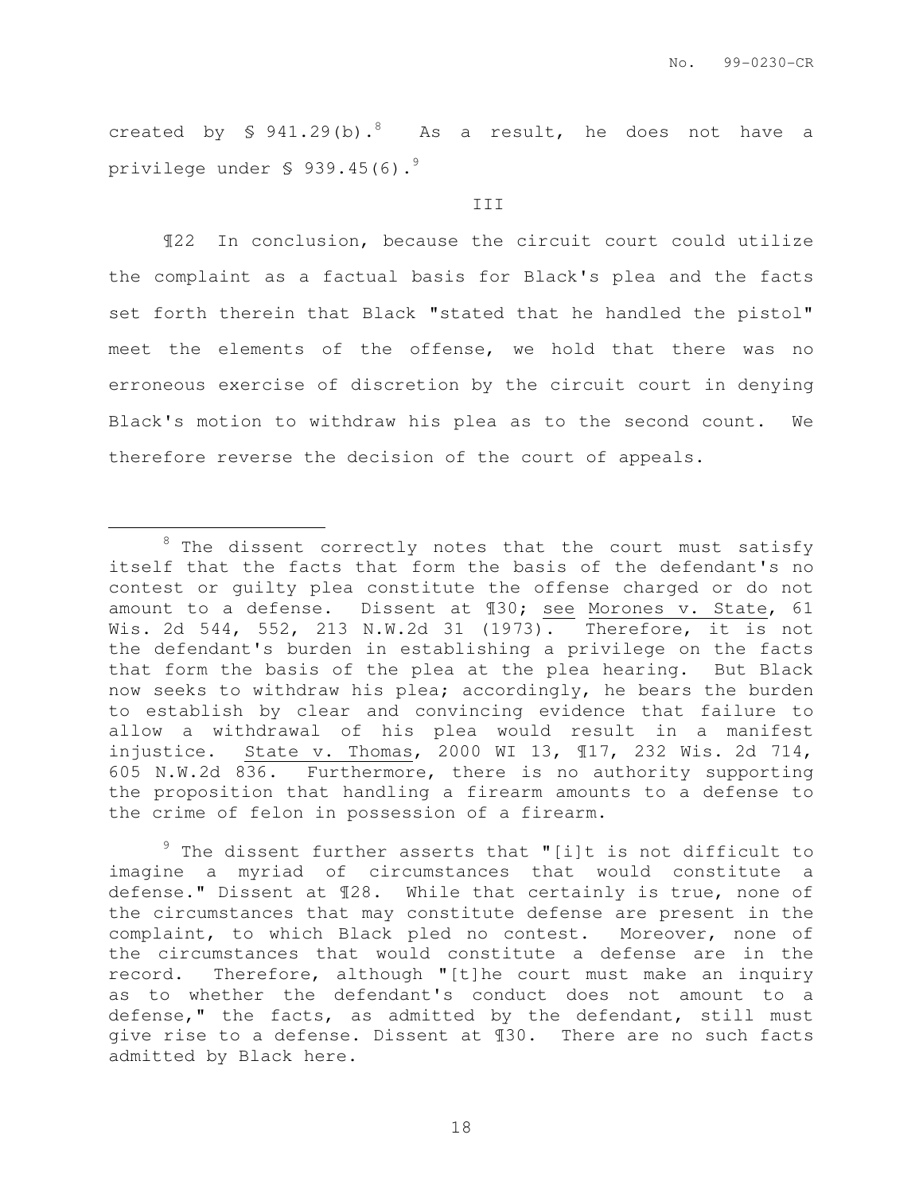created by § 941.29(b).[8] As a result, he does not have a privilege under § 939.45(6).[9]

III

¶22 In conclusion, because the circuit court could utilize the complaint as a factual basis for Black's plea and the facts set forth therein that Black "stated that he handled the pistol" meet the elements of the offense, we hold that there was no erroneous exercise of discretion by the circuit court in denying Black's motion to withdraw his plea as to the second count. We therefore reverse the decision of the court of appeals.

---

[8] The dissent correctly notes that the court must satisfy itself that the facts that form the basis of the defendant's no contest or guilty plea constitute the offense charged or do not amount to a defense. Dissent at ¶30; see Morones v. State, 61 Wis. 2d 544, 552, 213 N.W.2d 31 (1973). Therefore, it is not the defendant's burden in establishing a privilege on the facts that form the basis of the plea at the plea hearing. But Black now seeks to withdraw his plea; accordingly, he bears the burden to establish by clear and convincing evidence that failure to allow a withdrawal of his plea would result in a manifest injustice. State v. Thomas, 2000 WI 13, ¶17, 232 Wis. 2d 714, 605 N.W.2d 836. Furthermore, there is no authority supporting the proposition that handling a firearm amounts to a defense to the crime of felon in possession of a firearm.

[9] The dissent further asserts that "[i]t is not difficult to imagine a myriad of circumstances that would constitute a defense." Dissent at ¶28. While that certainly is true, none of the circumstances that may constitute defense are present in the complaint, to which Black pled no contest. Moreover, none of the circumstances that would constitute a defense are in the record. Therefore, although "[t]he court must make an inquiry as to whether the defendant's conduct does not amount to a defense," the facts, as admitted by the defendant, still must give rise to a defense. Dissent at ¶30. There are no such facts admitted by Black here.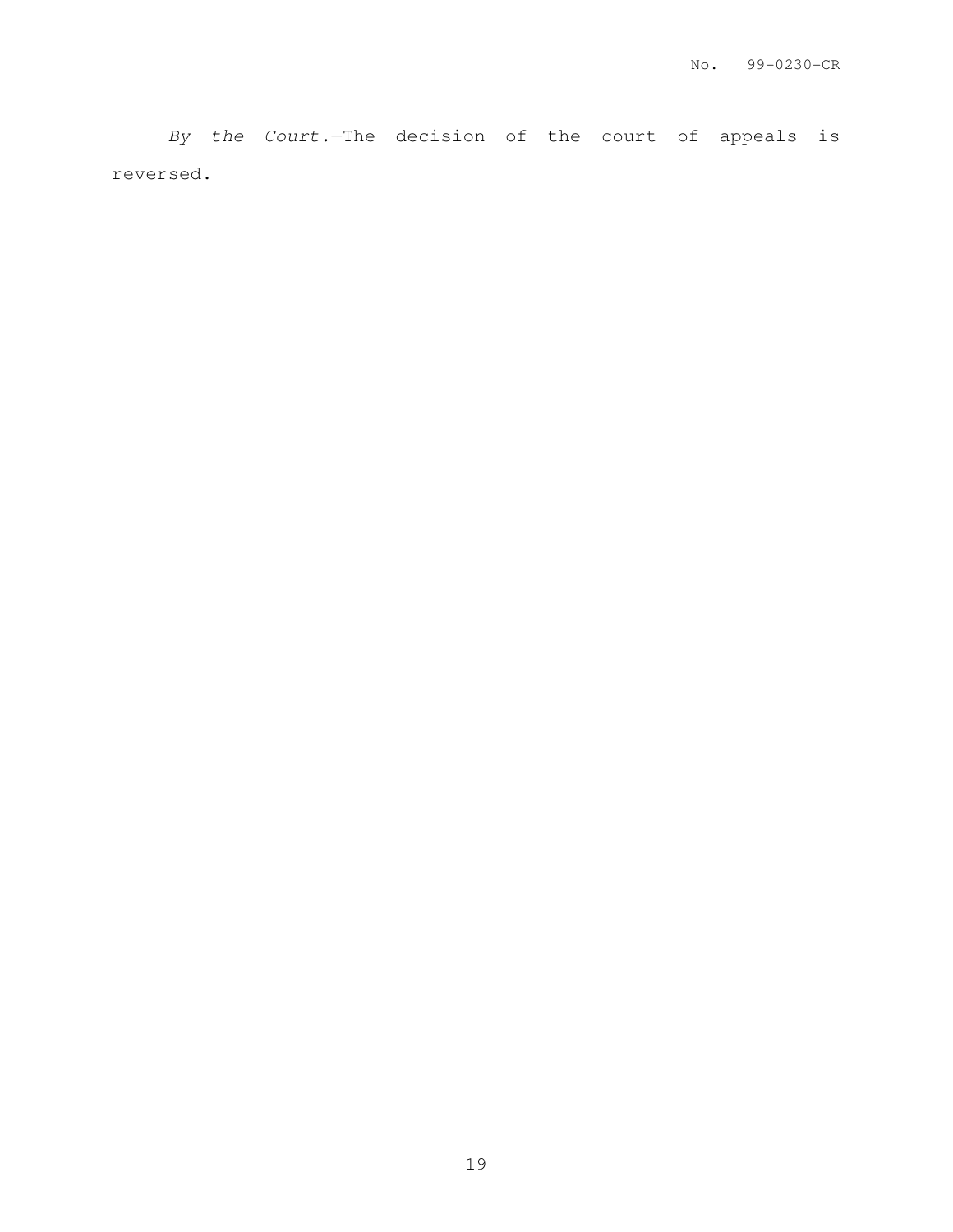*By the Court.*—The decision of the court of appeals is reversed.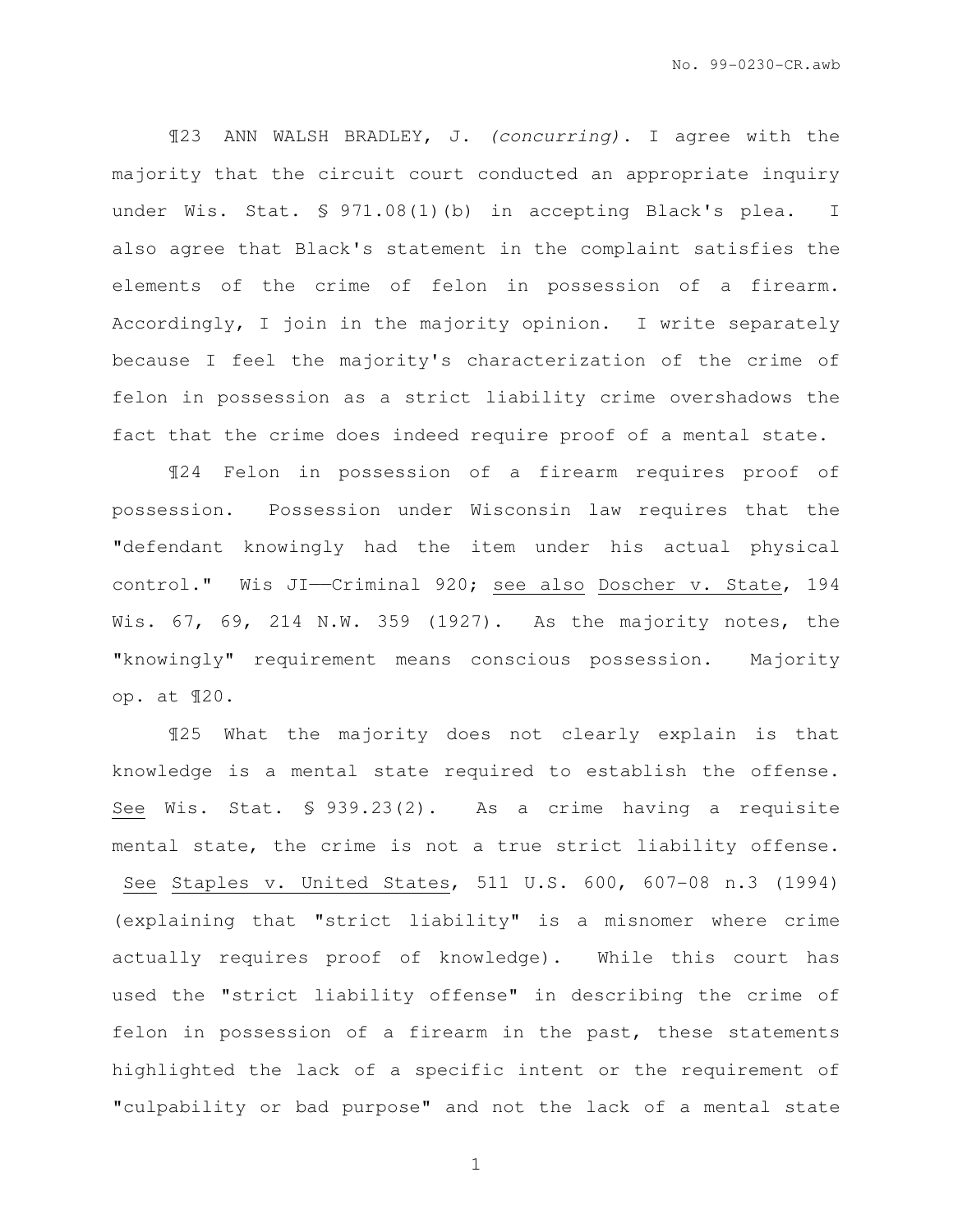¶23 ANN WALSH BRADLEY, J. *(concurring)*. I agree with the majority that the circuit court conducted an appropriate inquiry under Wis. Stat. § 971.08(1)(b) in accepting Black's plea. I also agree that Black's statement in the complaint satisfies the elements of the crime of felon in possession of a firearm. Accordingly, I join in the majority opinion. I write separately because I feel the majority's characterization of the crime of felon in possession as a strict liability crime overshadows the fact that the crime does indeed require proof of a mental state.

¶24 Felon in possession of a firearm requires proof of possession. Possession under Wisconsin law requires that the "defendant knowingly had the item under his actual physical control." Wis JI——Criminal 920; see also Doscher v. State, 194 Wis. 67, 69, 214 N.W. 359 (1927). As the majority notes, the "knowingly" requirement means conscious possession. Majority op. at ¶20.

¶25 What the majority does not clearly explain is that knowledge is a mental state required to establish the offense. See Wis. Stat. § 939.23(2). As a crime having a requisite mental state, the crime is not a true strict liability offense. See Staples v. United States, 511 U.S. 600, 607-08 n.3 (1994) (explaining that "strict liability" is a misnomer where crime actually requires proof of knowledge). While this court has used the "strict liability offense" in describing the crime of felon in possession of a firearm in the past, these statements highlighted the lack of a specific intent or the requirement of "culpability or bad purpose" and not the lack of a mental state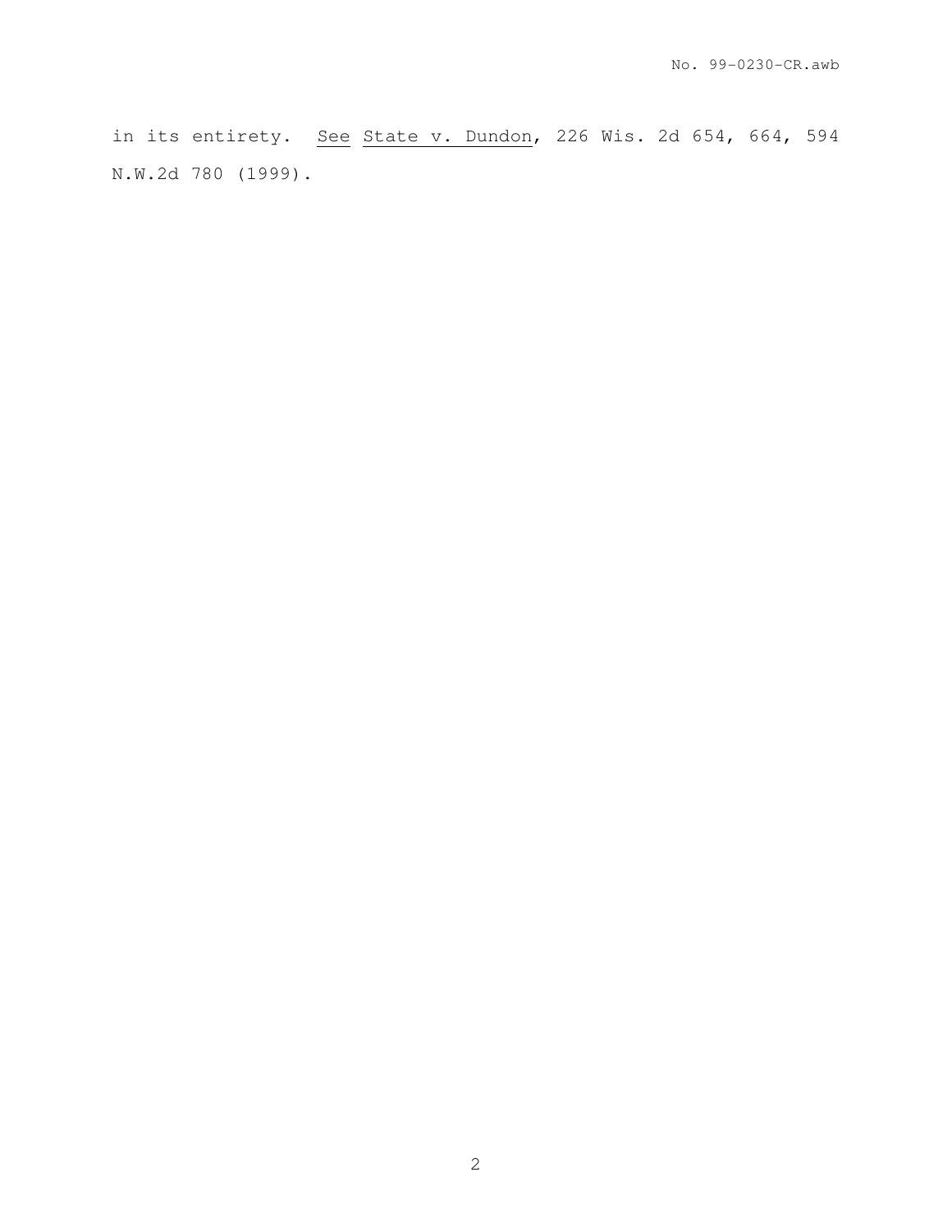in its entirety. _See_ _State v. Dundon_, 226 Wis. 2d 654, 664, 594 N.W.2d 780 (1999).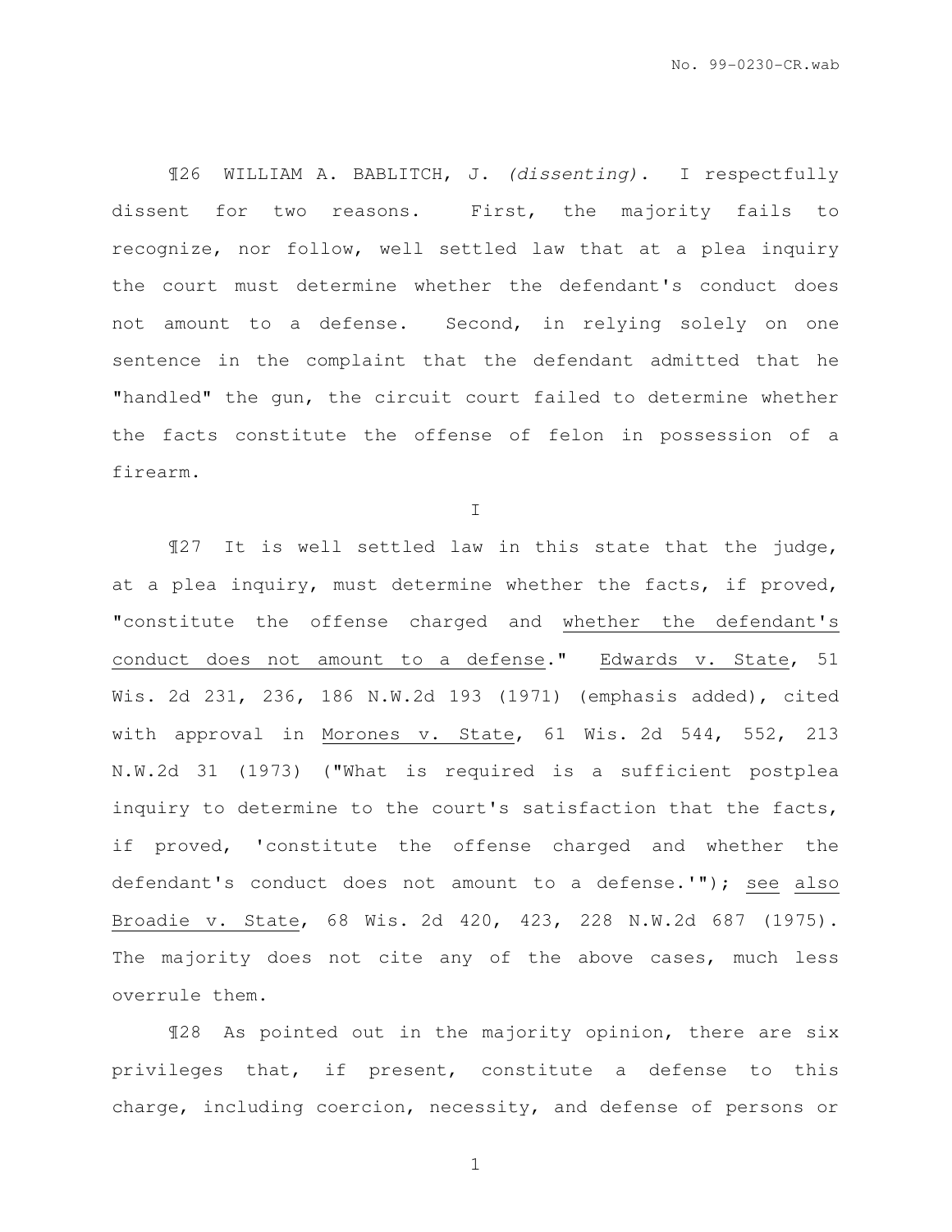¶26 WILLIAM A. BABLITCH, J. *(dissenting)*. I respectfully dissent for two reasons. First, the majority fails to recognize, nor follow, well settled law that at a plea inquiry the court must determine whether the defendant's conduct does not amount to a defense. Second, in relying solely on one sentence in the complaint that the defendant admitted that he "handled" the gun, the circuit court failed to determine whether the facts constitute the offense of felon in possession of a firearm.

I

¶27 It is well settled law in this state that the judge, at a plea inquiry, must determine whether the facts, if proved, "constitute the offense charged and <u>whether the defendant's conduct does not amount to a defense</u>." <u>Edwards v. State</u>, 51 Wis. 2d 231, 236, 186 N.W.2d 193 (1971) (emphasis added), cited with approval in <u>Morones v. State</u>, 61 Wis. 2d 544, 552, 213 N.W.2d 31 (1973) ("What is required is a sufficient postplea inquiry to determine to the court's satisfaction that the facts, if proved, 'constitute the offense charged and whether the defendant's conduct does not amount to a defense.'"); <u>see also</u> <u>Broadie v. State</u>, 68 Wis. 2d 420, 423, 228 N.W.2d 687 (1975). The majority does not cite any of the above cases, much less overrule them.

¶28 As pointed out in the majority opinion, there are six privileges that, if present, constitute a defense to this charge, including coercion, necessity, and defense of persons or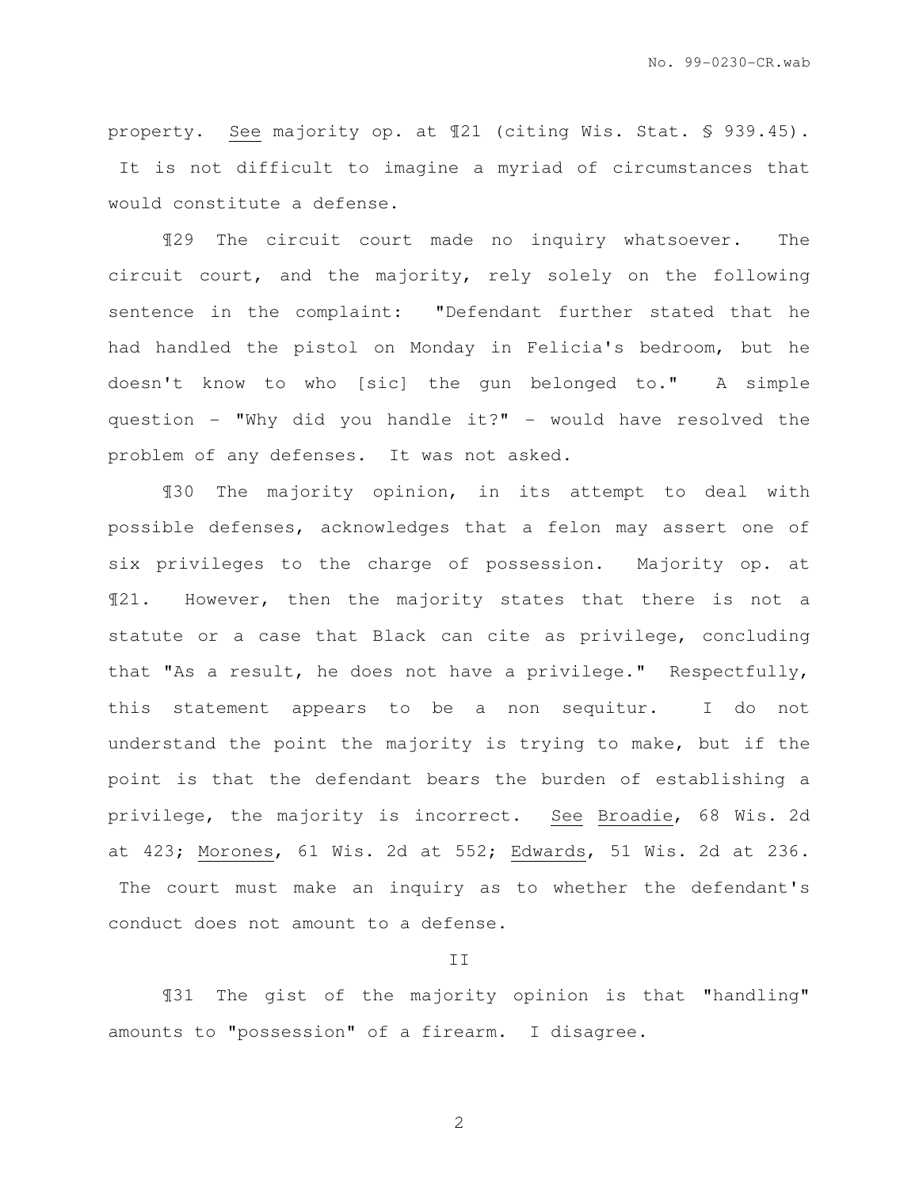property. See majority op. at ¶21 (citing Wis. Stat. § 939.45). It is not difficult to imagine a myriad of circumstances that would constitute a defense.

¶29 The circuit court made no inquiry whatsoever. The circuit court, and the majority, rely solely on the following sentence in the complaint: "Defendant further stated that he had handled the pistol on Monday in Felicia's bedroom, but he doesn't know to who [sic] the gun belonged to." A simple question – "Why did you handle it?" – would have resolved the problem of any defenses. It was not asked.

¶30 The majority opinion, in its attempt to deal with possible defenses, acknowledges that a felon may assert one of six privileges to the charge of possession. Majority op. at ¶21. However, then the majority states that there is not a statute or a case that Black can cite as privilege, concluding that "As a result, he does not have a privilege." Respectfully, this statement appears to be a non sequitur. I do not understand the point the majority is trying to make, but if the point is that the defendant bears the burden of establishing a privilege, the majority is incorrect. See Broadie, 68 Wis. 2d at 423; Morones, 61 Wis. 2d at 552; Edwards, 51 Wis. 2d at 236. The court must make an inquiry as to whether the defendant's conduct does not amount to a defense.

II

¶31 The gist of the majority opinion is that "handling" amounts to "possession" of a firearm. I disagree.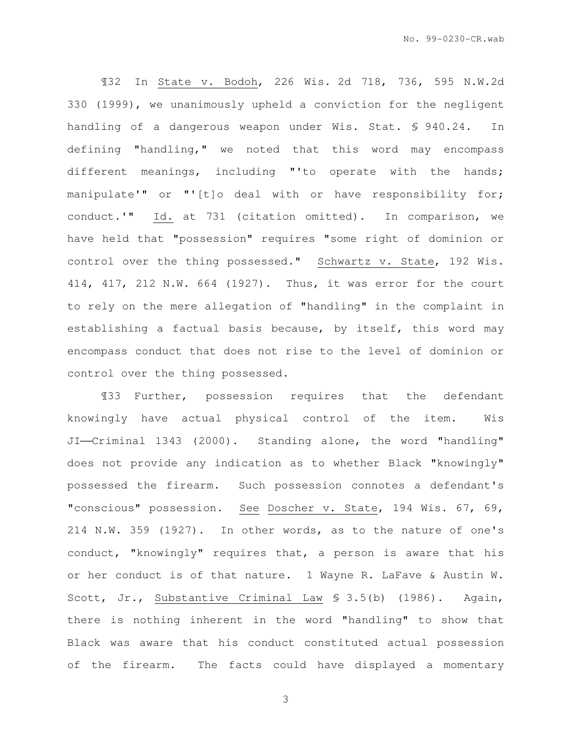¶32 In State v. Bodoh, 226 Wis. 2d 718, 736, 595 N.W.2d 330 (1999), we unanimously upheld a conviction for the negligent handling of a dangerous weapon under Wis. Stat. § 940.24. In defining "handling," we noted that this word may encompass different meanings, including "'to operate with the hands; manipulate'" or "'[t]o deal with or have responsibility for; conduct.'" Id. at 731 (citation omitted). In comparison, we have held that "possession" requires "some right of dominion or control over the thing possessed." Schwartz v. State, 192 Wis. 414, 417, 212 N.W. 664 (1927). Thus, it was error for the court to rely on the mere allegation of "handling" in the complaint in establishing a factual basis because, by itself, this word may encompass conduct that does not rise to the level of dominion or control over the thing possessed.

¶33 Further, possession requires that the defendant knowingly have actual physical control of the item. Wis JI——Criminal 1343 (2000). Standing alone, the word "handling" does not provide any indication as to whether Black "knowingly" possessed the firearm. Such possession connotes a defendant's "conscious" possession. See Doscher v. State, 194 Wis. 67, 69, 214 N.W. 359 (1927). In other words, as to the nature of one's conduct, "knowingly" requires that, a person is aware that his or her conduct is of that nature. 1 Wayne R. LaFave & Austin W. Scott, Jr., Substantive Criminal Law § 3.5(b) (1986). Again, there is nothing inherent in the word "handling" to show that Black was aware that his conduct constituted actual possession of the firearm. The facts could have displayed a momentary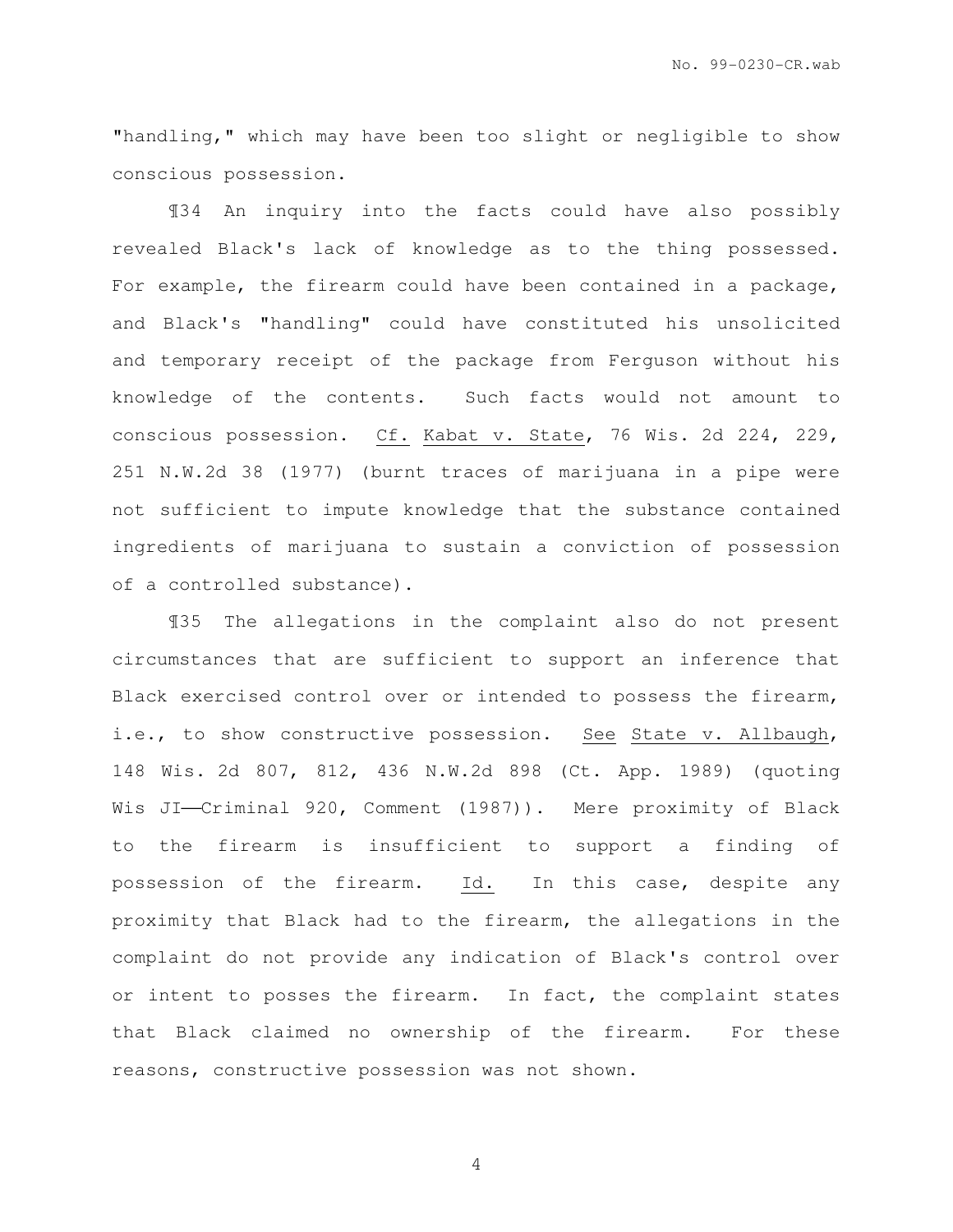"handling," which may have been too slight or negligible to show conscious possession.

¶34 An inquiry into the facts could have also possibly revealed Black's lack of knowledge as to the thing possessed. For example, the firearm could have been contained in a package, and Black's "handling" could have constituted his unsolicited and temporary receipt of the package from Ferguson without his knowledge of the contents. Such facts would not amount to conscious possession. Cf. Kabat v. State, 76 Wis. 2d 224, 229, 251 N.W.2d 38 (1977) (burnt traces of marijuana in a pipe were not sufficient to impute knowledge that the substance contained ingredients of marijuana to sustain a conviction of possession of a controlled substance).

¶35 The allegations in the complaint also do not present circumstances that are sufficient to support an inference that Black exercised control over or intended to possess the firearm, i.e., to show constructive possession. See State v. Allbaugh, 148 Wis. 2d 807, 812, 436 N.W.2d 898 (Ct. App. 1989) (quoting Wis JI——Criminal 920, Comment (1987)). Mere proximity of Black to the firearm is insufficient to support a finding of possession of the firearm. Id. In this case, despite any proximity that Black had to the firearm, the allegations in the complaint do not provide any indication of Black's control over or intent to posses the firearm. In fact, the complaint states that Black claimed no ownership of the firearm. For these reasons, constructive possession was not shown.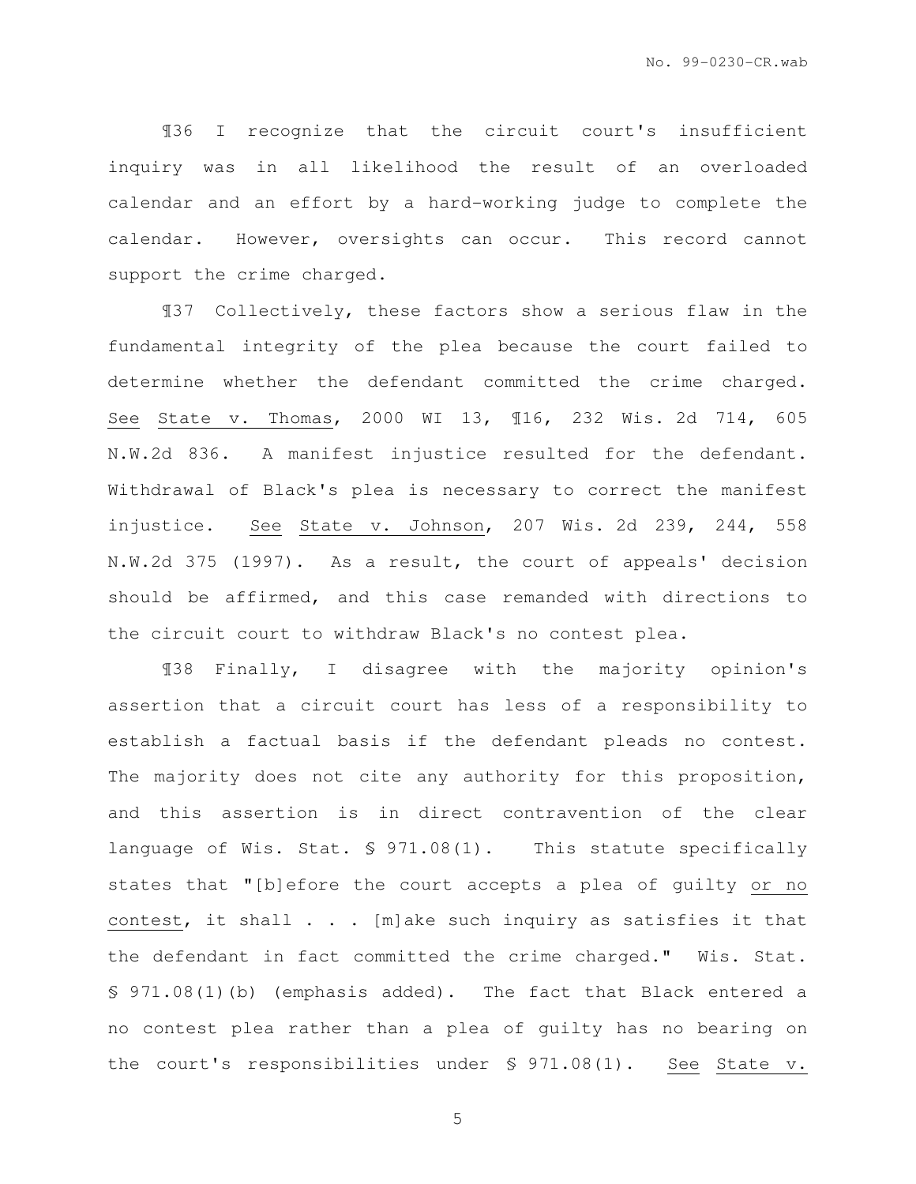¶36 I recognize that the circuit court's insufficient inquiry was in all likelihood the result of an overloaded calendar and an effort by a hard-working judge to complete the calendar. However, oversights can occur. This record cannot support the crime charged.

¶37 Collectively, these factors show a serious flaw in the fundamental integrity of the plea because the court failed to determine whether the defendant committed the crime charged. <u>See</u> <u>State v. Thomas</u>, 2000 WI 13, ¶16, 232 Wis. 2d 714, 605 N.W.2d 836. A manifest injustice resulted for the defendant. Withdrawal of Black's plea is necessary to correct the manifest injustice. <u>See</u> <u>State v. Johnson</u>, 207 Wis. 2d 239, 244, 558 N.W.2d 375 (1997). As a result, the court of appeals' decision should be affirmed, and this case remanded with directions to the circuit court to withdraw Black's no contest plea.

¶38 Finally, I disagree with the majority opinion's assertion that a circuit court has less of a responsibility to establish a factual basis if the defendant pleads no contest. The majority does not cite any authority for this proposition, and this assertion is in direct contravention of the clear language of Wis. Stat. § 971.08(1). This statute specifically states that "[b]efore the court accepts a plea of guilty <u>or no contest</u>, it shall . . . [m]ake such inquiry as satisfies it that the defendant in fact committed the crime charged." Wis. Stat. § 971.08(1)(b) (emphasis added). The fact that Black entered a no contest plea rather than a plea of guilty has no bearing on the court's responsibilities under § 971.08(1). <u>See</u> <u>State v.</u>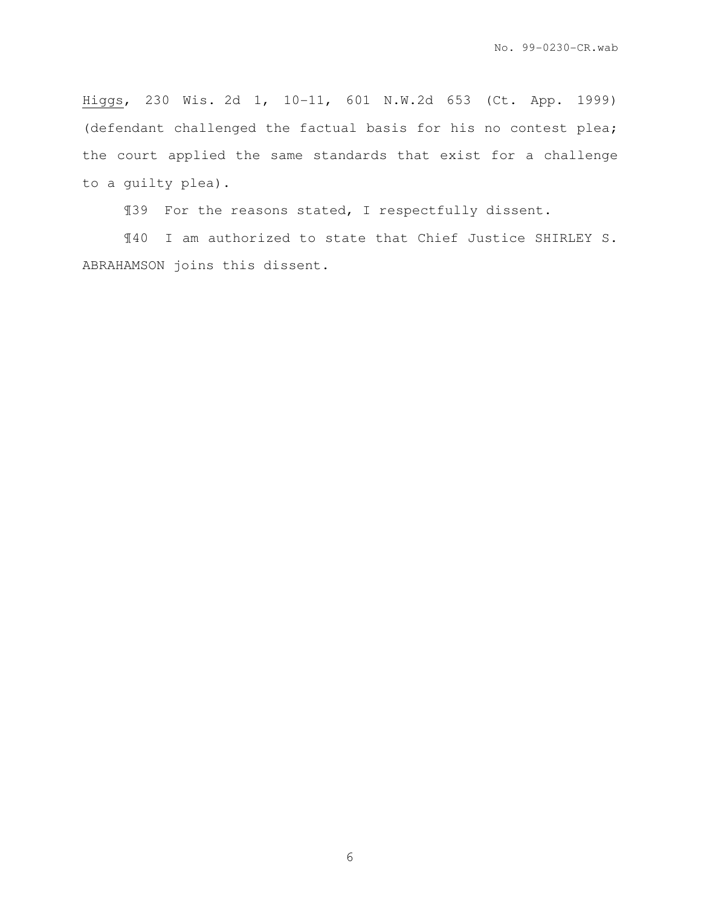Higgs, 230 Wis. 2d 1, 10-11, 601 N.W.2d 653 (Ct. App. 1999) (defendant challenged the factual basis for his no contest plea; the court applied the same standards that exist for a challenge to a guilty plea).

¶39 For the reasons stated, I respectfully dissent.

¶40 I am authorized to state that Chief Justice SHIRLEY S. ABRAHAMSON joins this dissent.